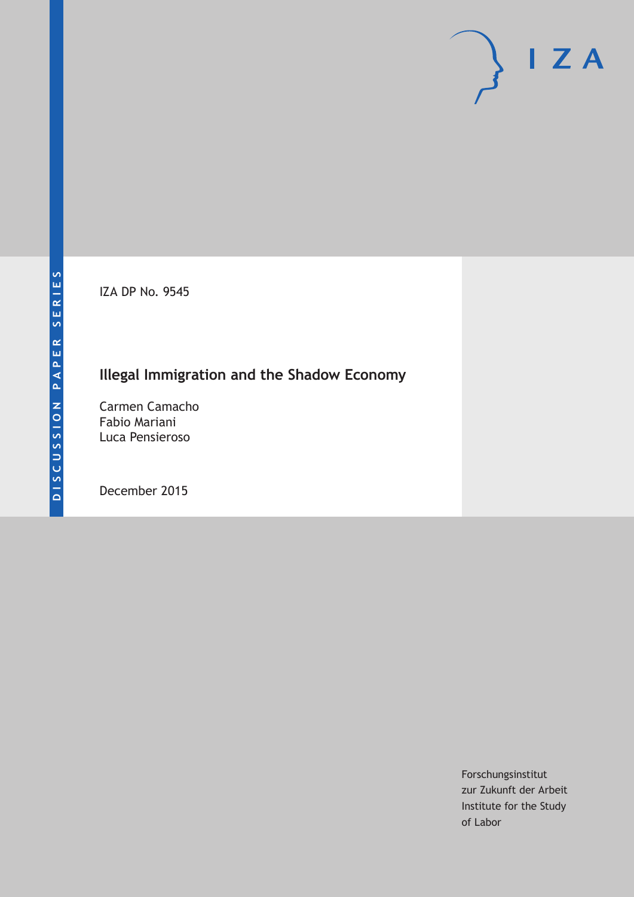DISCUSSION PAPER SERIES

IZA

IZA DP No. 9545

# Illegal Immigration and the Shadow Economy

Carmen Camacho
Fabio Mariani
Luca Pensieroso

December 2015

Forschungsinstitut
zur Zukunft der Arbeit
Institute for the Study
of Labor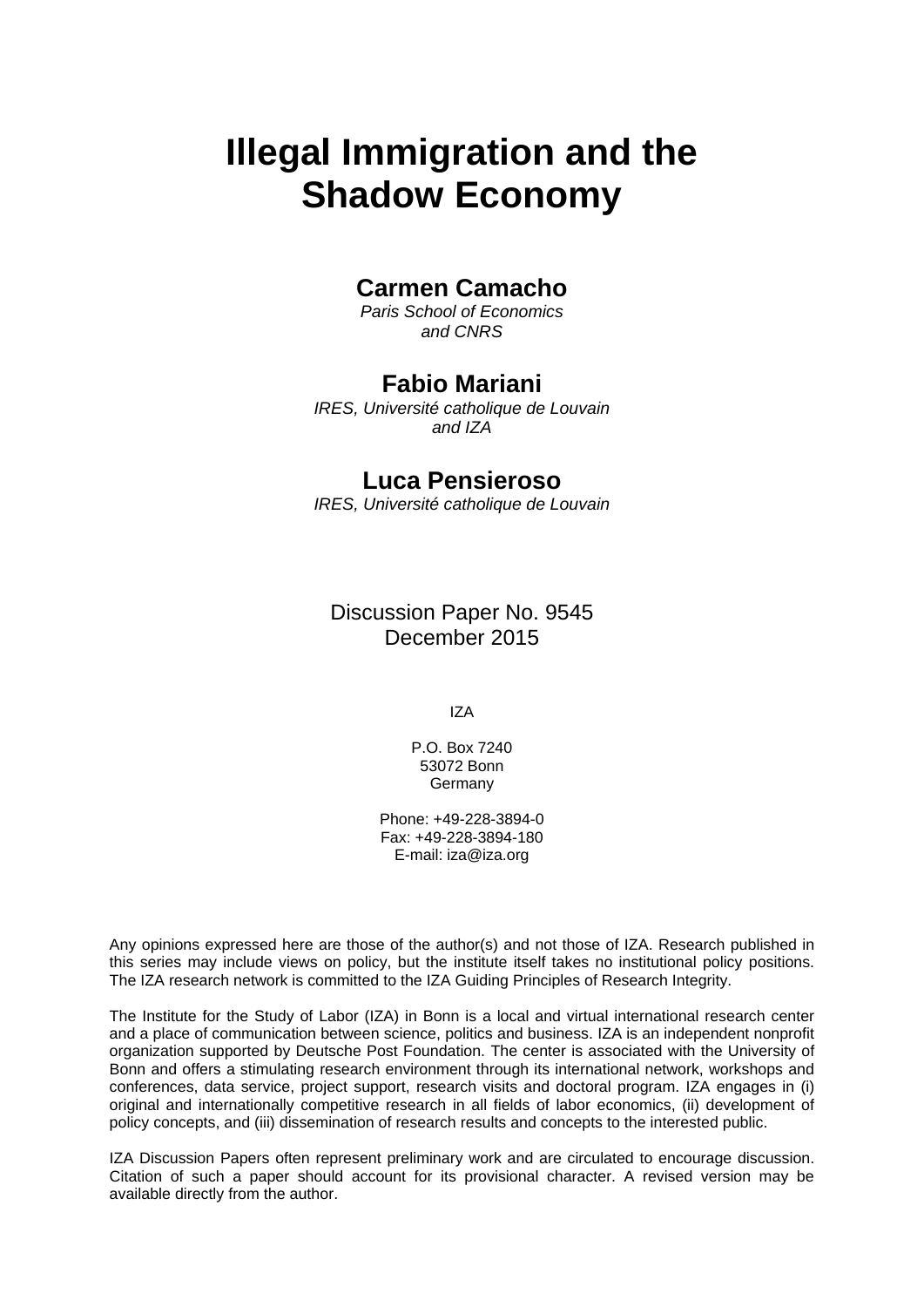# Illegal Immigration and the Shadow Economy

**Carmen Camacho**
*Paris School of Economics and CNRS*

**Fabio Mariani**
*IRES, Université catholique de Louvain and IZA*

**Luca Pensieroso**
*IRES, Université catholique de Louvain*

Discussion Paper No. 9545
December 2015

IZA

P.O. Box 7240
53072 Bonn
Germany

Phone: +49-228-3894-0
Fax: +49-228-3894-180
E-mail: iza@iza.org

Any opinions expressed here are those of the author(s) and not those of IZA. Research published in this series may include views on policy, but the institute itself takes no institutional policy positions. The IZA research network is committed to the IZA Guiding Principles of Research Integrity.

The Institute for the Study of Labor (IZA) in Bonn is a local and virtual international research center and a place of communication between science, politics and business. IZA is an independent nonprofit organization supported by Deutsche Post Foundation. The center is associated with the University of Bonn and offers a stimulating research environment through its international network, workshops and conferences, data service, project support, research visits and doctoral program. IZA engages in (i) original and internationally competitive research in all fields of labor economics, (ii) development of policy concepts, and (iii) dissemination of research results and concepts to the interested public.

IZA Discussion Papers often represent preliminary work and are circulated to encourage discussion. Citation of such a paper should account for its provisional character. A revised version may be available directly from the author.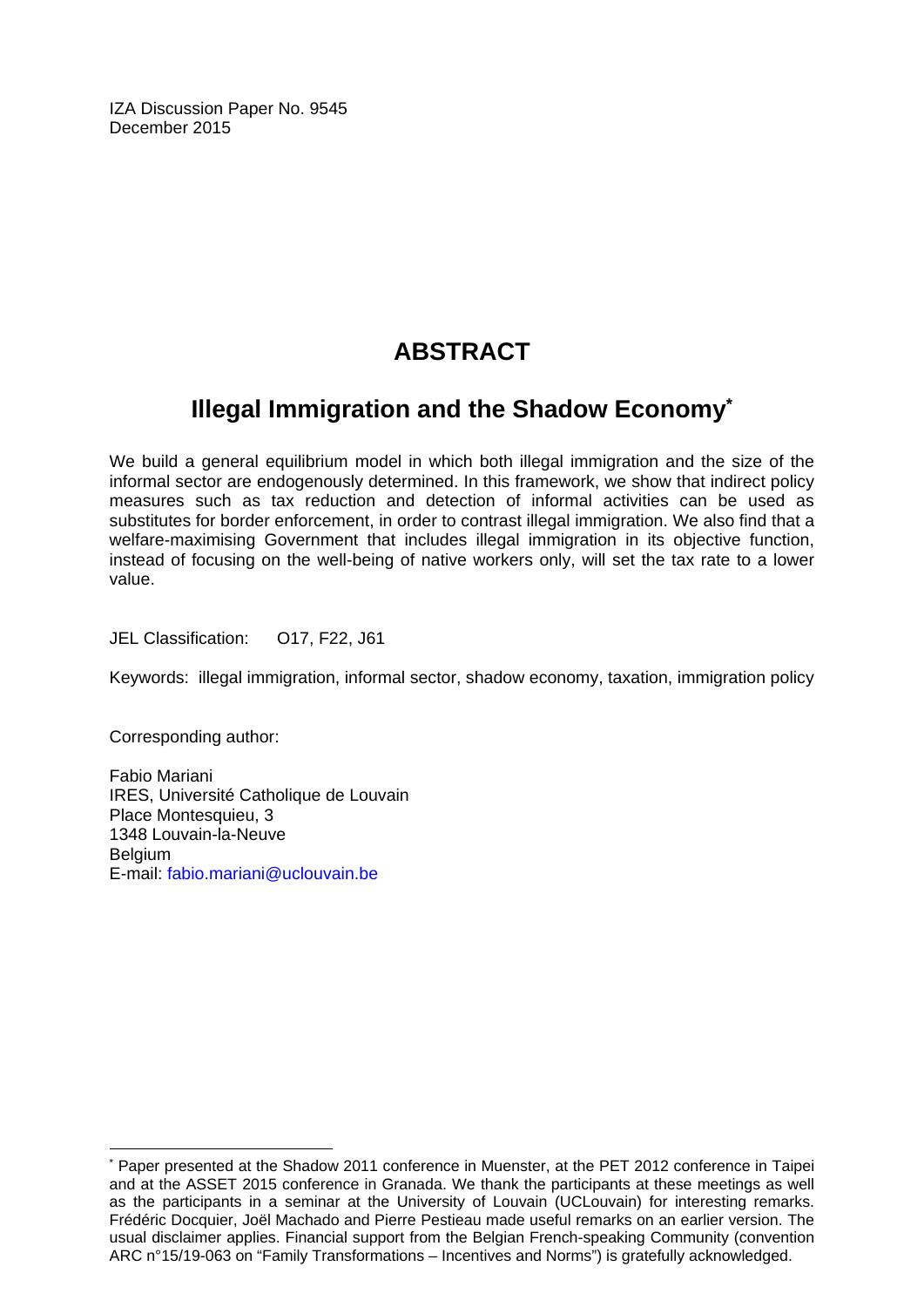IZA Discussion Paper No. 9545
December 2015

# ABSTRACT

## Illegal Immigration and the Shadow Economy*

We build a general equilibrium model in which both illegal immigration and the size of the informal sector are endogenously determined. In this framework, we show that indirect policy measures such as tax reduction and detection of informal activities can be used as substitutes for border enforcement, in order to contrast illegal immigration. We also find that a welfare-maximising Government that includes illegal immigration in its objective function, instead of focusing on the well-being of native workers only, will set the tax rate to a lower value.

JEL Classification: O17, F22, J61

Keywords: illegal immigration, informal sector, shadow economy, taxation, immigration policy

Corresponding author:

Fabio Mariani
IRES, Université Catholique de Louvain
Place Montesquieu, 3
1348 Louvain-la-Neuve
Belgium
E-mail: fabio.mariani@uclouvain.be

* Paper presented at the Shadow 2011 conference in Muenster, at the PET 2012 conference in Taipei and at the ASSET 2015 conference in Granada. We thank the participants at these meetings as well as the participants in a seminar at the University of Louvain (UCLouvain) for interesting remarks. Frédéric Docquier, Joël Machado and Pierre Pestieau made useful remarks on an earlier version. The usual disclaimer applies. Financial support from the Belgian French-speaking Community (convention ARC n°15/19-063 on "Family Transformations – Incentives and Norms") is gratefully acknowledged.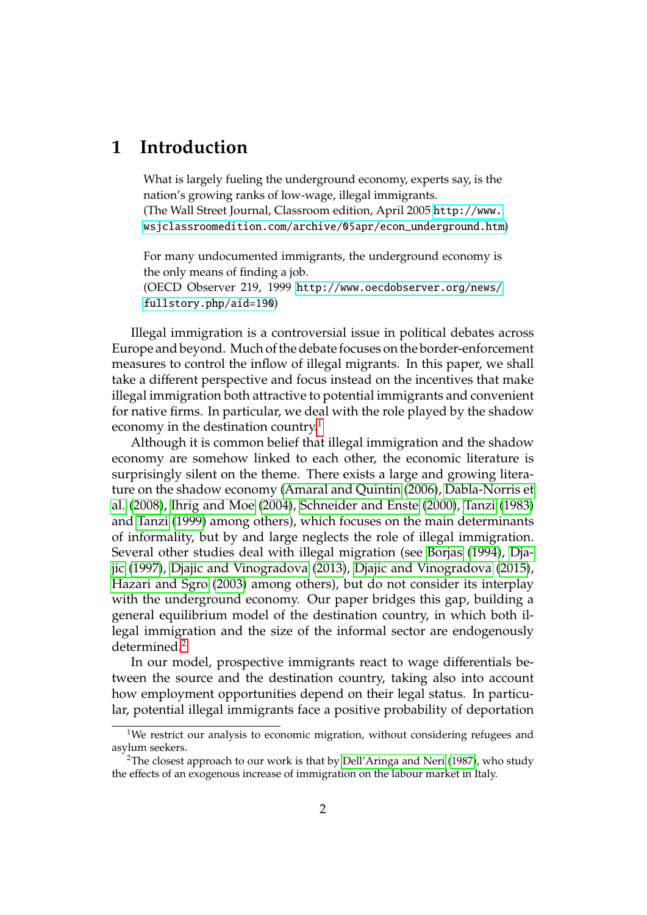# 1 Introduction

> What is largely fueling the underground economy, experts say, is the nation's growing ranks of low-wage, illegal immigrants.
> (The Wall Street Journal, Classroom edition, April 2005 http://www.wsjclassroomedition.com/archive/05apr/econ_underground.htm)
>
> For many undocumented immigrants, the underground economy is the only means of finding a job.
> (OECD Observer 219, 1999 http://www.oecdobserver.org/news/fullstory.php/aid=190)

Illegal immigration is a controversial issue in political debates across Europe and beyond. Much of the debate focuses on the border-enforcement measures to control the inflow of illegal migrants. In this paper, we shall take a different perspective and focus instead on the incentives that make illegal immigration both attractive to potential immigrants and convenient for native firms. In particular, we deal with the role played by the shadow economy in the destination country.[1]

Although it is common belief that illegal immigration and the shadow economy are somehow linked to each other, the economic literature is surprisingly silent on the theme. There exists a large and growing literature on the shadow economy (Amaral and Quintin (2006), Dabla-Norris et al. (2008), Ihrig and Moe (2004), Schneider and Enste (2000), Tanzi (1983) and Tanzi (1999) among others), which focuses on the main determinants of informality, but by and large neglects the role of illegal immigration. Several other studies deal with illegal migration (see Borjas (1994), Djajic (1997), Djajic and Vinogradova (2013), Djajic and Vinogradova (2015), Hazari and Sgro (2003) among others), but do not consider its interplay with the underground economy. Our paper bridges this gap, building a general equilibrium model of the destination country, in which both illegal immigration and the size of the informal sector are endogenously determined.[2]

In our model, prospective immigrants react to wage differentials between the source and the destination country, taking also into account how employment opportunities depend on their legal status. In particular, potential illegal immigrants face a positive probability of deportation

[1] We restrict our analysis to economic migration, without considering refugees and asylum seekers.

[2] The closest approach to our work is that by Dell'Aringa and Neri (1987), who study the effects of an exogenous increase of immigration on the labour market in Italy.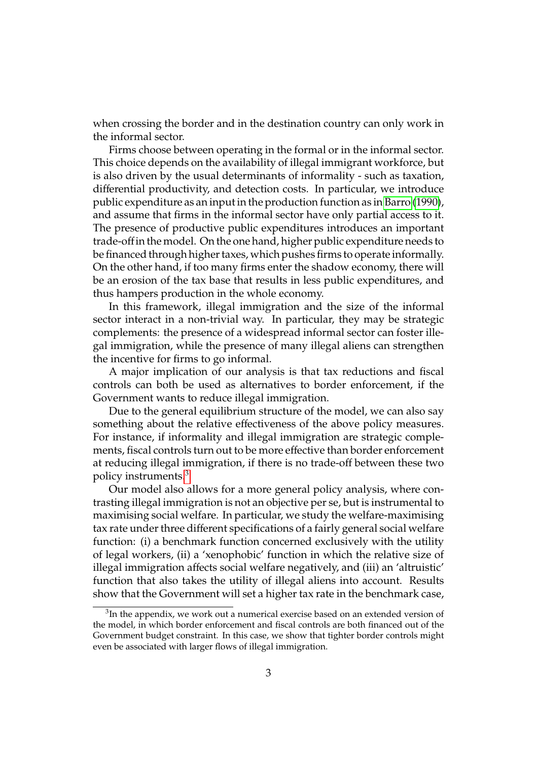when crossing the border and in the destination country can only work in the informal sector.

Firms choose between operating in the formal or in the informal sector. This choice depends on the availability of illegal immigrant workforce, but is also driven by the usual determinants of informality - such as taxation, differential productivity, and detection costs. In particular, we introduce public expenditure as an input in the production function as in Barro (1990), and assume that firms in the informal sector have only partial access to it. The presence of productive public expenditures introduces an important trade-off in the model. On the one hand, higher public expenditure needs to be financed through higher taxes, which pushes firms to operate informally. On the other hand, if too many firms enter the shadow economy, there will be an erosion of the tax base that results in less public expenditures, and thus hampers production in the whole economy.

In this framework, illegal immigration and the size of the informal sector interact in a non-trivial way. In particular, they may be strategic complements: the presence of a widespread informal sector can foster illegal immigration, while the presence of many illegal aliens can strengthen the incentive for firms to go informal.

A major implication of our analysis is that tax reductions and fiscal controls can both be used as alternatives to border enforcement, if the Government wants to reduce illegal immigration.

Due to the general equilibrium structure of the model, we can also say something about the relative effectiveness of the above policy measures. For instance, if informality and illegal immigration are strategic complements, fiscal controls turn out to be more effective than border enforcement at reducing illegal immigration, if there is no trade-off between these two policy instruments.[3]

Our model also allows for a more general policy analysis, where contrasting illegal immigration is not an objective per se, but is instrumental to maximising social welfare. In particular, we study the welfare-maximising tax rate under three different specifications of a fairly general social welfare function: (i) a benchmark function concerned exclusively with the utility of legal workers, (ii) a 'xenophobic' function in which the relative size of illegal immigration affects social welfare negatively, and (iii) an 'altruistic' function that also takes the utility of illegal aliens into account. Results show that the Government will set a higher tax rate in the benchmark case,

[3] In the appendix, we work out a numerical exercise based on an extended version of the model, in which border enforcement and fiscal controls are both financed out of the Government budget constraint. In this case, we show that tighter border controls might even be associated with larger flows of illegal immigration.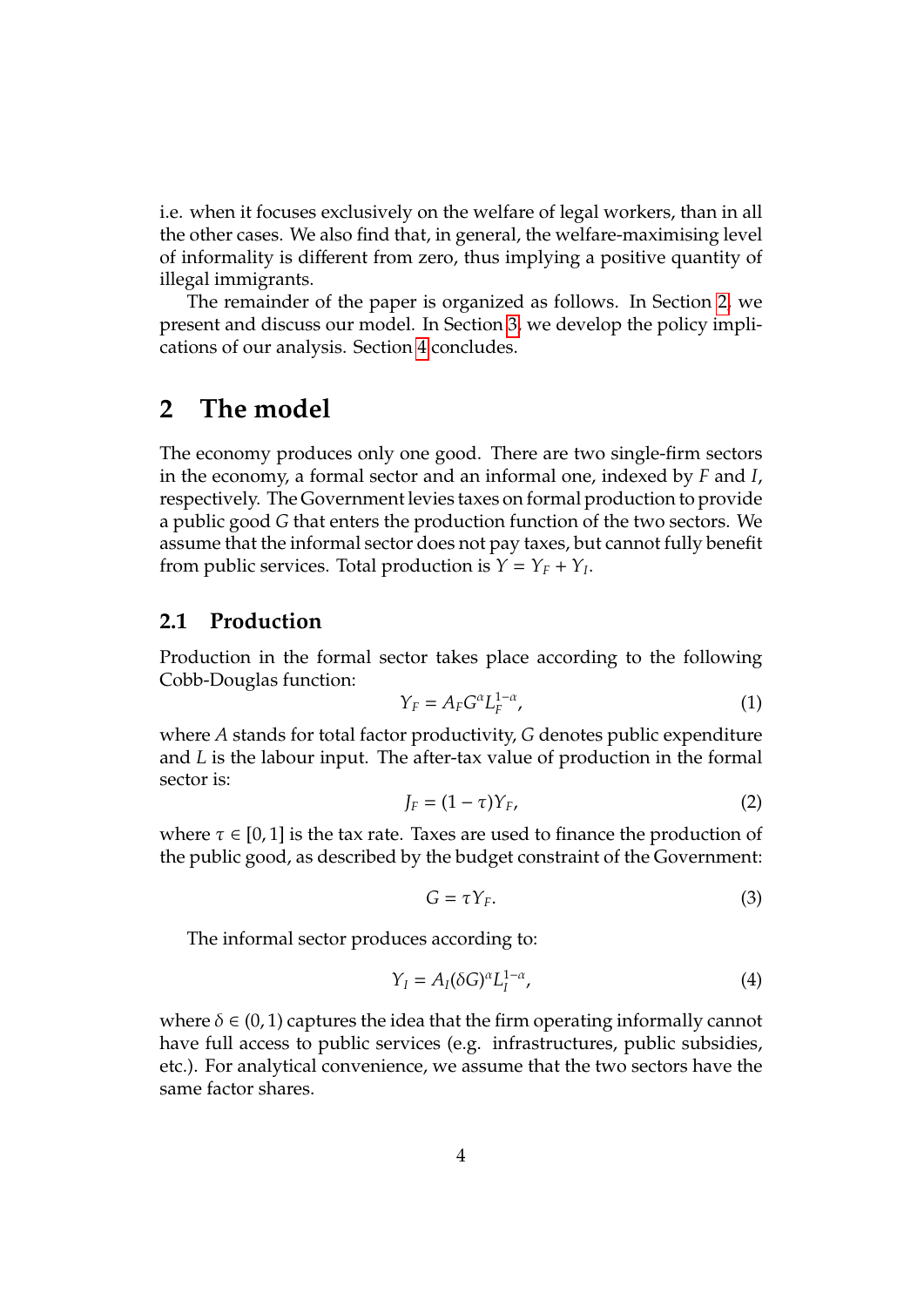i.e. when it focuses exclusively on the welfare of legal workers, than in all the other cases. We also find that, in general, the welfare-maximising level of informality is different from zero, thus implying a positive quantity of illegal immigrants.

The remainder of the paper is organized as follows. In Section 2, we present and discuss our model. In Section 3, we develop the policy implications of our analysis. Section 4 concludes.

## 2 The model

The economy produces only one good. There are two single-firm sectors in the economy, a formal sector and an informal one, indexed by $F$ and $I$, respectively. The Government levies taxes on formal production to provide a public good $G$ that enters the production function of the two sectors. We assume that the informal sector does not pay taxes, but cannot fully benefit from public services. Total production is $Y = Y_F + Y_I$.

### 2.1 Production

Production in the formal sector takes place according to the following Cobb-Douglas function:

$$Y_F = A_F G^{\alpha} L_F^{1-\alpha}, \tag{1}$$

where $A$ stands for total factor productivity, $G$ denotes public expenditure and $L$ is the labour input. The after-tax value of production in the formal sector is:

$$J_F = (1 - \tau) Y_F, \tag{2}$$

where $\tau \in [0, 1]$ is the tax rate. Taxes are used to finance the production of the public good, as described by the budget constraint of the Government:

$$G = \tau Y_F. \tag{3}$$

The informal sector produces according to:

$$Y_I = A_I (\delta G)^{\alpha} L_I^{1-\alpha}, \tag{4}$$

where $\delta \in (0, 1)$ captures the idea that the firm operating informally cannot have full access to public services (e.g. infrastructures, public subsidies, etc.). For analytical convenience, we assume that the two sectors have the same factor shares.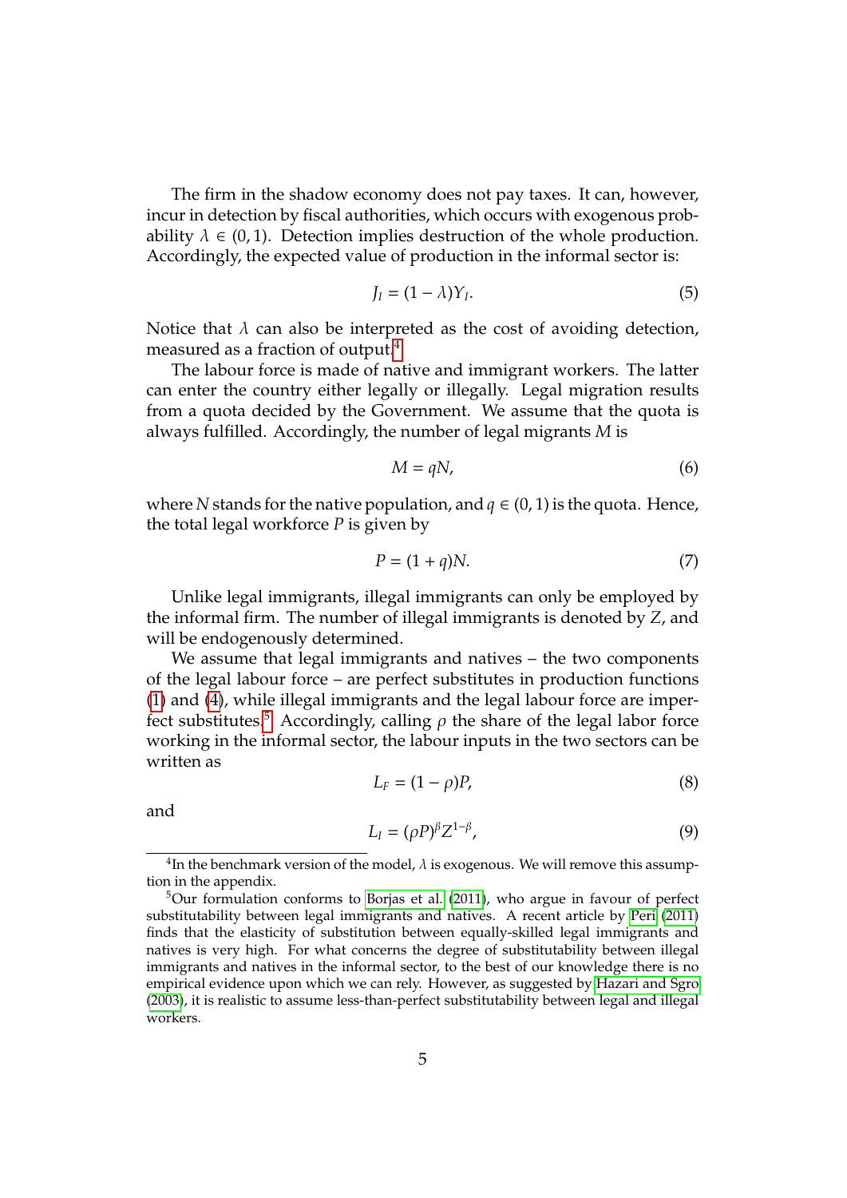The firm in the shadow economy does not pay taxes. It can, however, incur in detection by fiscal authorities, which occurs with exogenous probability $\lambda \in (0, 1)$. Detection implies destruction of the whole production. Accordingly, the expected value of production in the informal sector is:

$$J_I = (1 - \lambda)Y_I. \tag{5}$$

Notice that $\lambda$ can also be interpreted as the cost of avoiding detection, measured as a fraction of output.[4]

The labour force is made of native and immigrant workers. The latter can enter the country either legally or illegally. Legal migration results from a quota decided by the Government. We assume that the quota is always fulfilled. Accordingly, the number of legal migrants $M$ is

$$M = qN, \tag{6}$$

where $N$ stands for the native population, and $q \in (0, 1)$ is the quota. Hence, the total legal workforce $P$ is given by

$$P = (1 + q)N. \tag{7}$$

Unlike legal immigrants, illegal immigrants can only be employed by the informal firm. The number of illegal immigrants is denoted by $Z$, and will be endogenously determined.

We assume that legal immigrants and natives – the two components of the legal labour force – are perfect substitutes in production functions (1) and (4), while illegal immigrants and the legal labour force are imperfect substitutes.[5] Accordingly, calling $\rho$ the share of the legal labor force working in the informal sector, the labour inputs in the two sectors can be written as

$$L_F = (1 - \rho)P, \tag{8}$$

and

$$L_I = (\rho P)^{\beta} Z^{1-\beta}, \tag{9}$$

[4] In the benchmark version of the model, $\lambda$ is exogenous. We will remove this assumption in the appendix.

[5] Our formulation conforms to Borjas et al. (2011), who argue in favour of perfect substitutability between legal immigrants and natives. A recent article by Peri (2011) finds that the elasticity of substitution between equally-skilled legal immigrants and natives is very high. For what concerns the degree of substitutability between illegal immigrants and natives in the informal sector, to the best of our knowledge there is no empirical evidence upon which we can rely. However, as suggested by Hazari and Sgro (2003), it is realistic to assume less-than-perfect substitutability between legal and illegal workers.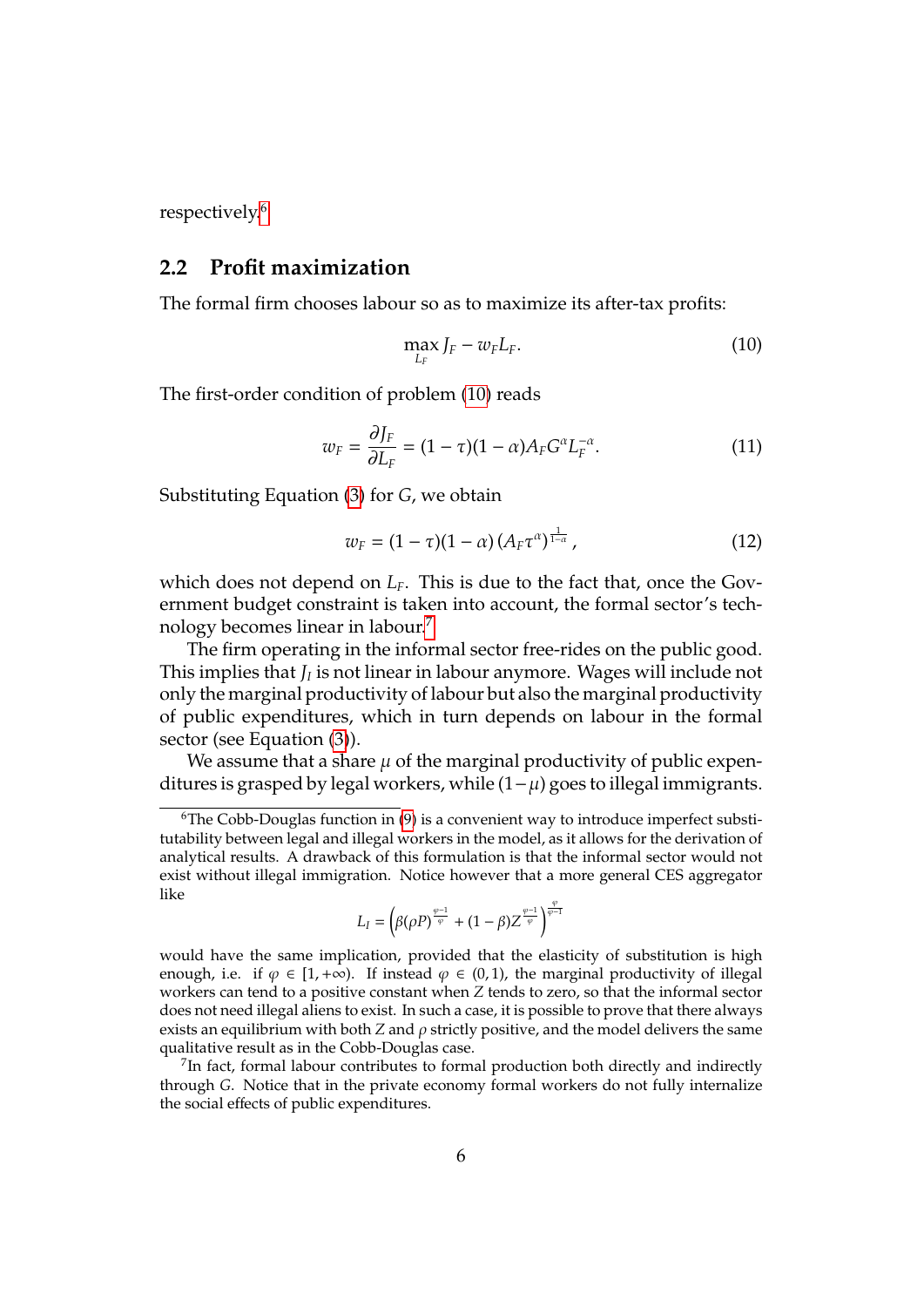respectively.[6]

## 2.2 Profit maximization

The formal firm chooses labour so as to maximize its after-tax profits:

$$\max_{L_F} J_F - w_F L_F. \tag{10}$$

The first-order condition of problem (10) reads

$$w_F = \frac{\partial J_F}{\partial L_F} = (1-\tau)(1-\alpha)A_F G^{\alpha} L_F^{-\alpha}. \tag{11}$$

Substituting Equation (3) for $G$, we obtain

$$w_F = (1-\tau)(1-\alpha)\left(A_F \tau^{\alpha}\right)^{\frac{1}{1-\alpha}}, \tag{12}$$

which does not depend on $L_F$. This is due to the fact that, once the Government budget constraint is taken into account, the formal sector's technology becomes linear in labour.[7]

The firm operating in the informal sector free-rides on the public good. This implies that $J_I$ is not linear in labour anymore. Wages will include not only the marginal productivity of labour but also the marginal productivity of public expenditures, which in turn depends on labour in the formal sector (see Equation (3)).

We assume that a share $\mu$ of the marginal productivity of public expenditures is grasped by legal workers, while $(1-\mu)$ goes to illegal immigrants.

---

[6] The Cobb-Douglas function in (9) is a convenient way to introduce imperfect substitutability between legal and illegal workers in the model, as it allows for the derivation of analytical results. A drawback of this formulation is that the informal sector would not exist without illegal immigration. Notice however that a more general CES aggregator like

$$L_I = \left(\beta(\rho P)^{\frac{\varphi-1}{\varphi}} + (1-\beta)Z^{\frac{\varphi-1}{\varphi}}\right)^{\frac{\varphi}{\varphi-1}}$$

would have the same implication, provided that the elasticity of substitution is high enough, i.e. if $\varphi \in [1, +\infty)$. If instead $\varphi \in (0,1)$, the marginal productivity of illegal workers can tend to a positive constant when $Z$ tends to zero, so that the informal sector does not need illegal aliens to exist. In such a case, it is possible to prove that there always exists an equilibrium with both $Z$ and $\rho$ strictly positive, and the model delivers the same qualitative result as in the Cobb-Douglas case.

[7] In fact, formal labour contributes to formal production both directly and indirectly through $G$. Notice that in the private economy formal workers do not fully internalize the social effects of public expenditures.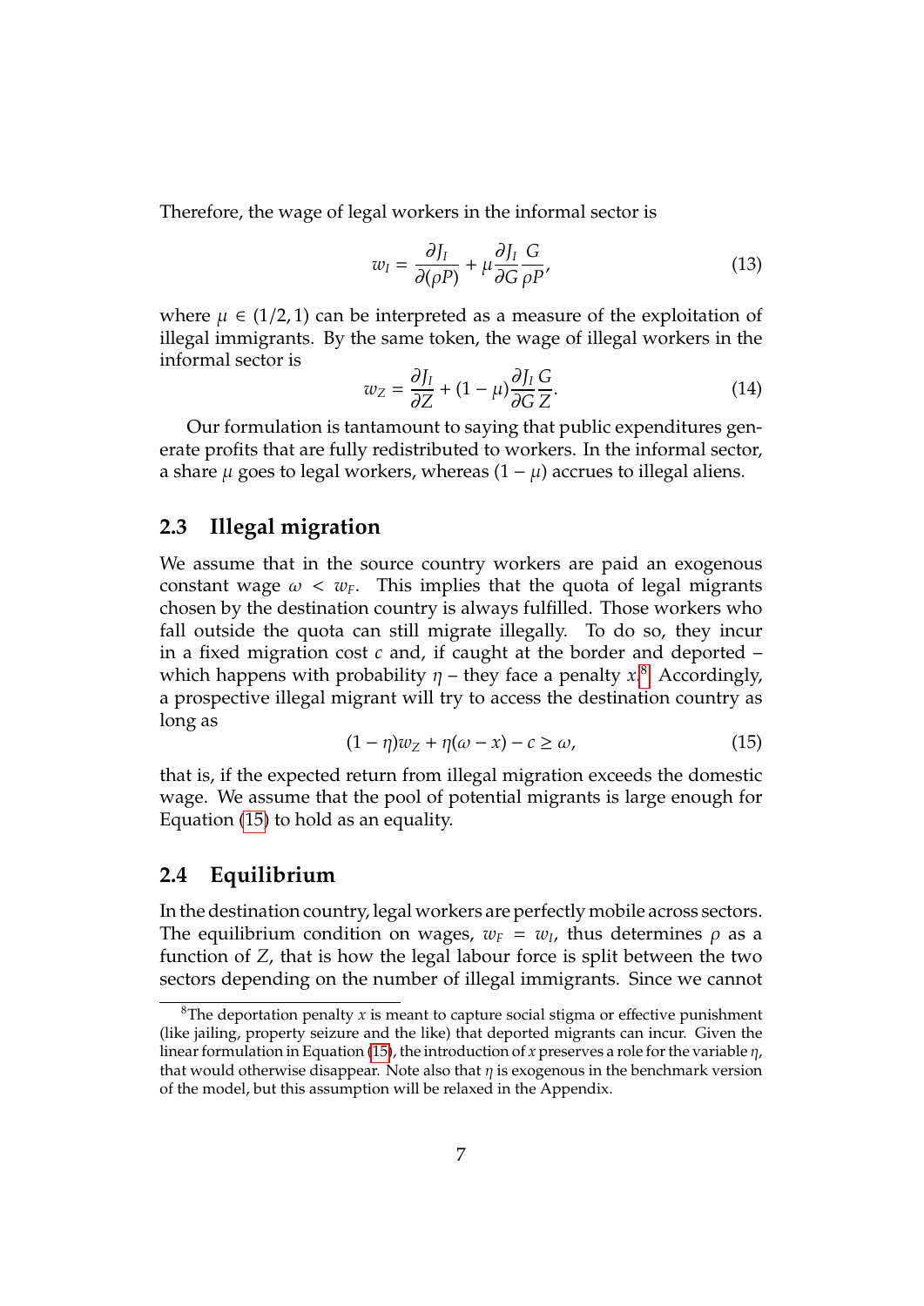Therefore, the wage of legal workers in the informal sector is

$$w_I = \frac{\partial J_I}{\partial(\rho P)} + \mu \frac{\partial J_I}{\partial G}\frac{G}{\rho P}, \tag{13}$$

where $\mu \in (1/2, 1)$ can be interpreted as a measure of the exploitation of illegal immigrants. By the same token, the wage of illegal workers in the informal sector is

$$w_Z = \frac{\partial J_I}{\partial Z} + (1-\mu)\frac{\partial J_I}{\partial G}\frac{G}{Z}. \tag{14}$$

Our formulation is tantamount to saying that public expenditures generate profits that are fully redistributed to workers. In the informal sector, a share $\mu$ goes to legal workers, whereas $(1-\mu)$ accrues to illegal aliens.

## 2.3 Illegal migration

We assume that in the source country workers are paid an exogenous constant wage $\omega < w_F$. This implies that the quota of legal migrants chosen by the destination country is always fulfilled. Those workers who fall outside the quota can still migrate illegally. To do so, they incur in a fixed migration cost $c$ and, if caught at the border and deported – which happens with probability $\eta$ – they face a penalty $x$.[8] Accordingly, a prospective illegal migrant will try to access the destination country as long as

$$(1-\eta)w_Z + \eta(\omega - x) - c \geq \omega, \tag{15}$$

that is, if the expected return from illegal migration exceeds the domestic wage. We assume that the pool of potential migrants is large enough for Equation (15) to hold as an equality.

## 2.4 Equilibrium

In the destination country, legal workers are perfectly mobile across sectors. The equilibrium condition on wages, $w_F = w_I$, thus determines $\rho$ as a function of $Z$, that is how the legal labour force is split between the two sectors depending on the number of illegal immigrants. Since we cannot

[8] The deportation penalty $x$ is meant to capture social stigma or effective punishment (like jailing, property seizure and the like) that deported migrants can incur. Given the linear formulation in Equation (15), the introduction of $x$ preserves a role for the variable $\eta$, that would otherwise disappear. Note also that $\eta$ is exogenous in the benchmark version of the model, but this assumption will be relaxed in the Appendix.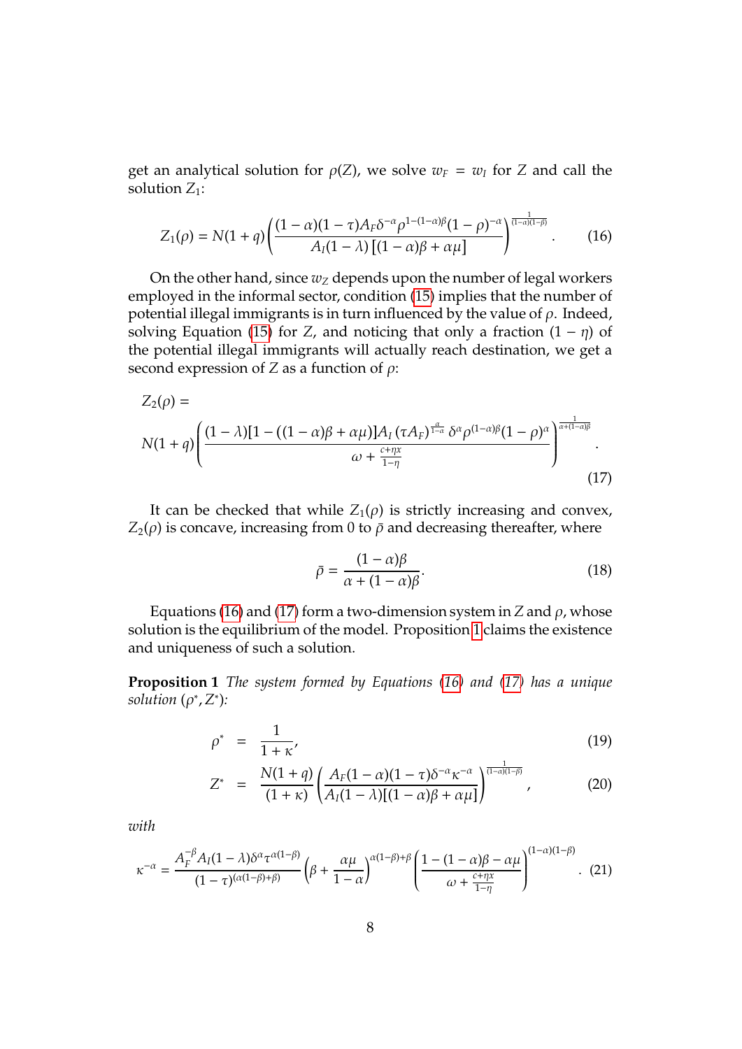get an analytical solution for $\rho(Z)$, we solve $w_F = w_I$ for $Z$ and call the solution $Z_1$:

$$Z_1(\rho) = N(1+q)\left(\frac{(1-\alpha)(1-\tau)A_F\delta^{-\alpha}\rho^{1-(1-\alpha)\beta}(1-\rho)^{-\alpha}}{A_I(1-\lambda)\left[(1-\alpha)\beta+\alpha\mu\right]}\right)^{\frac{1}{(1-\alpha)(1-\beta)}}. \tag{16}$$

On the other hand, since $w_Z$ depends upon the number of legal workers employed in the informal sector, condition (15) implies that the number of potential illegal immigrants is in turn influenced by the value of $\rho$. Indeed, solving Equation (15) for $Z$, and noticing that only a fraction $(1-\eta)$ of the potential illegal immigrants will actually reach destination, we get a second expression of $Z$ as a function of $\rho$:

$$Z_2(\rho) = N(1+q)\left(\frac{(1-\lambda)[1-((1-\alpha)\beta+\alpha\mu)]A_I\left(\tau A_F\right)^{\frac{\alpha}{1-\alpha}}\delta^{\alpha}\rho^{(1-\alpha)\beta}(1-\rho)^{\alpha}}{\omega+\frac{c+\eta x}{1-\eta}}\right)^{\frac{1}{\alpha+(1-\alpha)\beta}}. \tag{17}$$

It can be checked that while $Z_1(\rho)$ is strictly increasing and convex, $Z_2(\rho)$ is concave, increasing from 0 to $\bar{\rho}$ and decreasing thereafter, where

$$\bar{\rho} = \frac{(1-\alpha)\beta}{\alpha+(1-\alpha)\beta}. \tag{18}$$

Equations (16) and (17) form a two-dimension system in $Z$ and $\rho$, whose solution is the equilibrium of the model. Proposition 1 claims the existence and uniqueness of such a solution.

**Proposition 1** *The system formed by Equations (16) and (17) has a unique solution $(\rho^*, Z^*)$:*

$$\rho^* = \frac{1}{1+\kappa}, \tag{19}$$

$$Z^* = \frac{N(1+q)}{(1+\kappa)}\left(\frac{A_F(1-\alpha)(1-\tau)\delta^{-\alpha}\kappa^{-\alpha}}{A_I(1-\lambda)[(1-\alpha)\beta+\alpha\mu]}\right)^{\frac{1}{(1-\alpha)(1-\beta)}}, \tag{20}$$

*with*

$$\kappa^{-\alpha} = \frac{A_F^{-\beta}A_I(1-\lambda)\delta^{\alpha}\tau^{\alpha(1-\beta)}}{(1-\tau)^{(\alpha(1-\beta)+\beta)}}\left(\beta+\frac{\alpha\mu}{1-\alpha}\right)^{\alpha(1-\beta)+\beta}\left(\frac{1-(1-\alpha)\beta-\alpha\mu}{\omega+\frac{c+\eta x}{1-\eta}}\right)^{(1-\alpha)(1-\beta)}. \tag{21}$$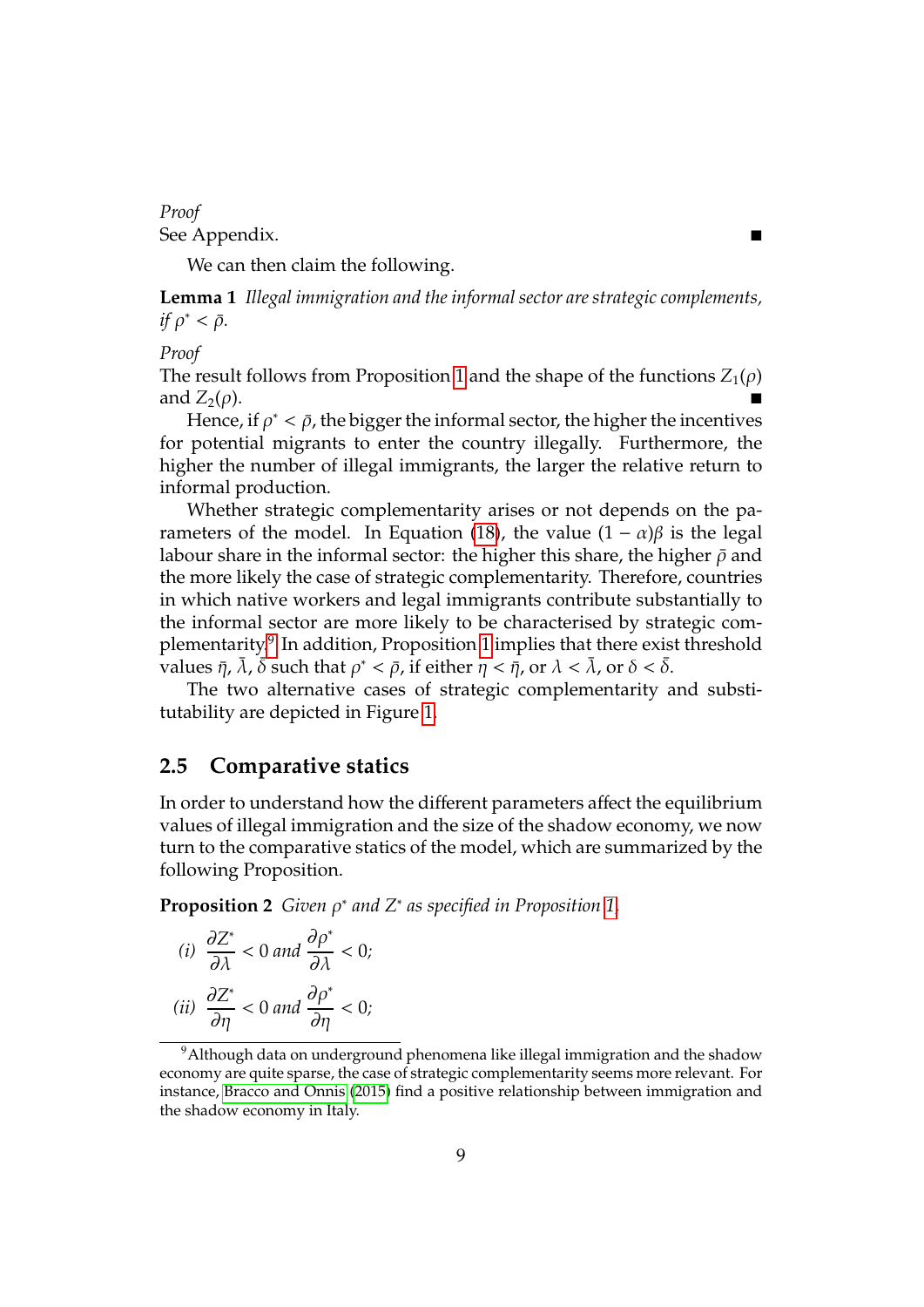*Proof*
See Appendix. ■

We can then claim the following.

**Lemma 1** *Illegal immigration and the informal sector are strategic complements, if $\rho^* < \bar{\rho}$.*

*Proof*
The result follows from Proposition 1 and the shape of the functions $Z_1(\rho)$ and $Z_2(\rho)$. ■

Hence, if $\rho^* < \bar{\rho}$, the bigger the informal sector, the higher the incentives for potential migrants to enter the country illegally. Furthermore, the higher the number of illegal immigrants, the larger the relative return to informal production.

Whether strategic complementarity arises or not depends on the parameters of the model. In Equation (18), the value $(1-\alpha)\beta$ is the legal labour share in the informal sector: the higher this share, the higher $\bar{\rho}$ and the more likely the case of strategic complementarity. Therefore, countries in which native workers and legal immigrants contribute substantially to the informal sector are more likely to be characterised by strategic complementarity.[9] In addition, Proposition 1 implies that there exist threshold values $\bar{\eta}$, $\bar{\lambda}$, $\bar{\delta}$ such that $\rho^* < \bar{\rho}$, if either $\eta < \bar{\eta}$, or $\lambda < \bar{\lambda}$, or $\delta < \bar{\delta}$.

The two alternative cases of strategic complementarity and substitutability are depicted in Figure 1.

## 2.5 Comparative statics

In order to understand how the different parameters affect the equilibrium values of illegal immigration and the size of the shadow economy, we now turn to the comparative statics of the model, which are summarized by the following Proposition.

**Proposition 2** *Given $\rho^*$ and $Z^*$ as specified in Proposition 1,*

*(i)* $\dfrac{\partial Z^*}{\partial \lambda} < 0$ *and* $\dfrac{\partial \rho^*}{\partial \lambda} < 0$;

*(ii)* $\dfrac{\partial Z^*}{\partial \eta} < 0$ *and* $\dfrac{\partial \rho^*}{\partial \eta} < 0$;

[9] Although data on underground phenomena like illegal immigration and the shadow economy are quite sparse, the case of strategic complementarity seems more relevant. For instance, Bracco and Onnis (2015) find a positive relationship between immigration and the shadow economy in Italy.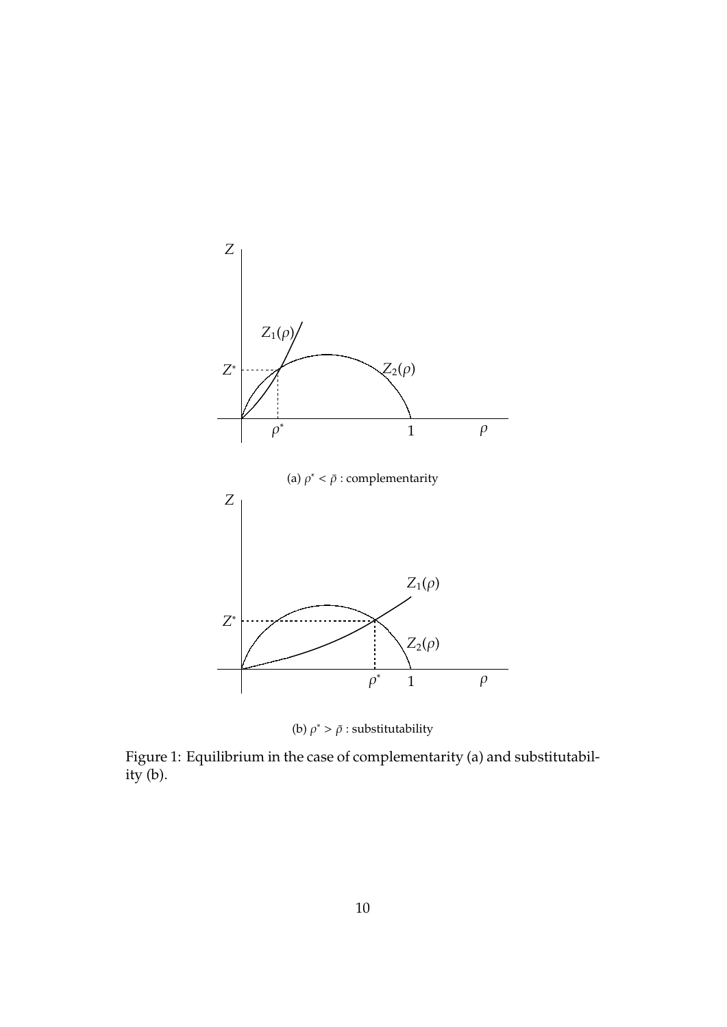$Z$

$Z_1(\rho)$

$Z^*$

$Z_2(\rho)$

$\rho^*$

1

$\rho$

(a) $\rho^* < \bar{\rho}$ : complementarity

$Z$

$Z_1(\rho)$

$Z^*$

$Z_2(\rho)$

$\rho^*$

1

$\rho$

(b) $\rho^* > \bar{\rho}$ : substitutability

Figure 1: Equilibrium in the case of complementarity (a) and substitutability (b).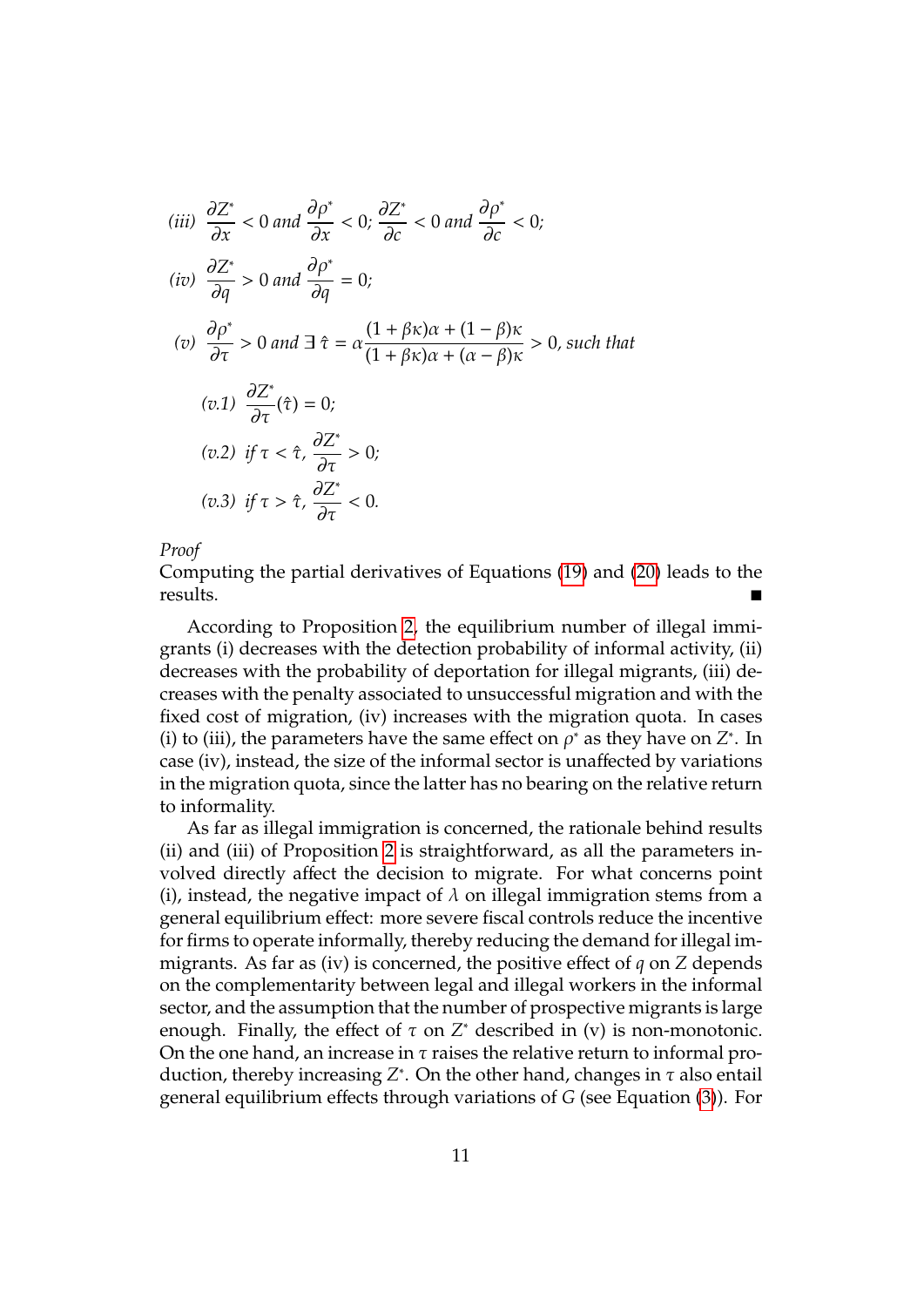*(iii)* $\frac{\partial Z^*}{\partial x} < 0$ *and* $\frac{\partial \rho^*}{\partial x} < 0$; $\frac{\partial Z^*}{\partial c} < 0$ *and* $\frac{\partial \rho^*}{\partial c} < 0$;

*(iv)* $\frac{\partial Z^*}{\partial q} > 0$ *and* $\frac{\partial \rho^*}{\partial q} = 0$;

*(v)* $\frac{\partial \rho^*}{\partial \tau} > 0$ *and* $\exists\, \hat{\tau} = \alpha \frac{(1+\beta\kappa)\alpha + (1-\beta)\kappa}{(1+\beta\kappa)\alpha + (\alpha-\beta)\kappa} > 0$, *such that*

*(v.1)* $\frac{\partial Z^*}{\partial \tau}(\hat{\tau}) = 0$;

*(v.2)* *if* $\tau < \hat{\tau}$, $\frac{\partial Z^*}{\partial \tau} > 0$;

*(v.3)* *if* $\tau > \hat{\tau}$, $\frac{\partial Z^*}{\partial \tau} < 0$.

*Proof*
Computing the partial derivatives of Equations (19) and (20) leads to the results. ■

According to Proposition 2, the equilibrium number of illegal immigrants (i) decreases with the detection probability of informal activity, (ii) decreases with the probability of deportation for illegal migrants, (iii) decreases with the penalty associated to unsuccessful migration and with the fixed cost of migration, (iv) increases with the migration quota. In cases (i) to (iii), the parameters have the same effect on $\rho^*$ as they have on $Z^*$. In case (iv), instead, the size of the informal sector is unaffected by variations in the migration quota, since the latter has no bearing on the relative return to informality.

As far as illegal immigration is concerned, the rationale behind results (ii) and (iii) of Proposition 2 is straightforward, as all the parameters involved directly affect the decision to migrate. For what concerns point (i), instead, the negative impact of $\lambda$ on illegal immigration stems from a general equilibrium effect: more severe fiscal controls reduce the incentive for firms to operate informally, thereby reducing the demand for illegal immigrants. As far as (iv) is concerned, the positive effect of $q$ on $Z$ depends on the complementarity between legal and illegal workers in the informal sector, and the assumption that the number of prospective migrants is large enough. Finally, the effect of $\tau$ on $Z^*$ described in (v) is non-monotonic. On the one hand, an increase in $\tau$ raises the relative return to informal production, thereby increasing $Z^*$. On the other hand, changes in $\tau$ also entail general equilibrium effects through variations of $G$ (see Equation (3)). For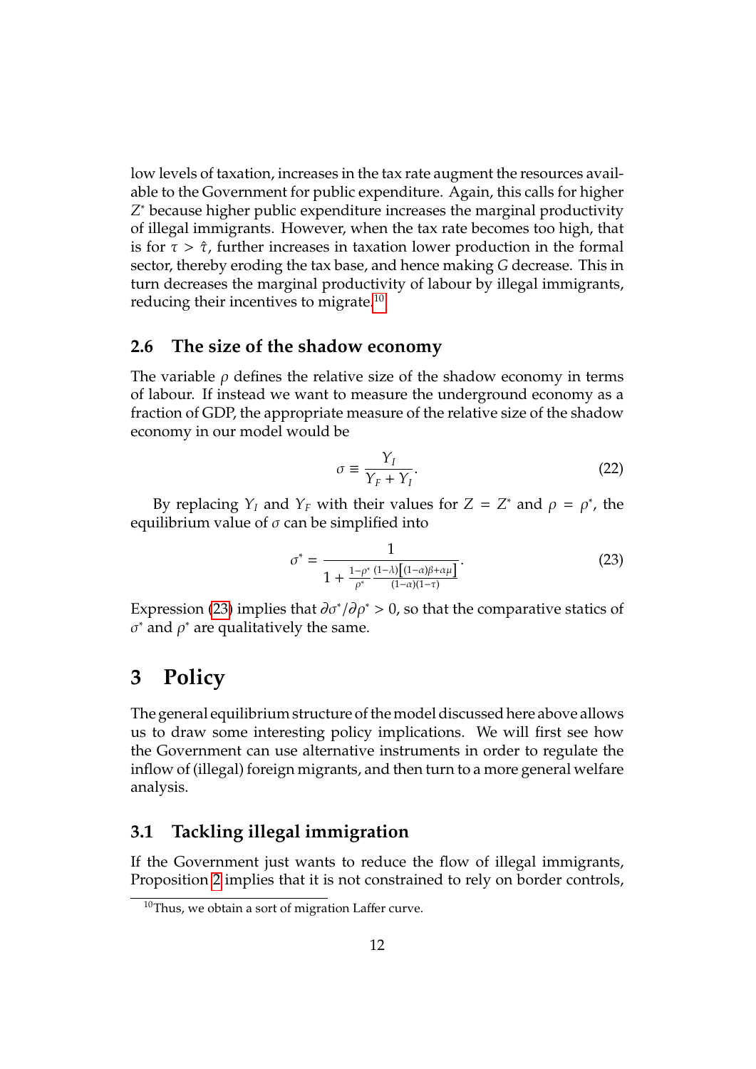low levels of taxation, increases in the tax rate augment the resources available to the Government for public expenditure. Again, this calls for higher $Z^*$ because higher public expenditure increases the marginal productivity of illegal immigrants. However, when the tax rate becomes too high, that is for $\tau > \hat{\tau}$, further increases in taxation lower production in the formal sector, thereby eroding the tax base, and hence making $G$ decrease. This in turn decreases the marginal productivity of labour by illegal immigrants, reducing their incentives to migrate.[10]

## 2.6 The size of the shadow economy

The variable $\rho$ defines the relative size of the shadow economy in terms of labour. If instead we want to measure the underground economy as a fraction of GDP, the appropriate measure of the relative size of the shadow economy in our model would be

$$\sigma \equiv \frac{Y_I}{Y_F + Y_I}. \tag{22}$$

By replacing $Y_I$ and $Y_F$ with their values for $Z = Z^*$ and $\rho = \rho^*$, the equilibrium value of $\sigma$ can be simplified into

$$\sigma^* = \frac{1}{1 + \frac{1-\rho^*}{\rho^*} \frac{(1-\lambda)\left[(1-\alpha)\beta + \alpha\mu\right]}{(1-\alpha)(1-\tau)}}. \tag{23}$$

Expression (23) implies that $\partial\sigma^*/\partial\rho^* > 0$, so that the comparative statics of $\sigma^*$ and $\rho^*$ are qualitatively the same.

# 3 Policy

The general equilibrium structure of the model discussed here above allows us to draw some interesting policy implications. We will first see how the Government can use alternative instruments in order to regulate the inflow of (illegal) foreign migrants, and then turn to a more general welfare analysis.

## 3.1 Tackling illegal immigration

If the Government just wants to reduce the flow of illegal immigrants, Proposition 2 implies that it is not constrained to rely on border controls,

[10] Thus, we obtain a sort of migration Laffer curve.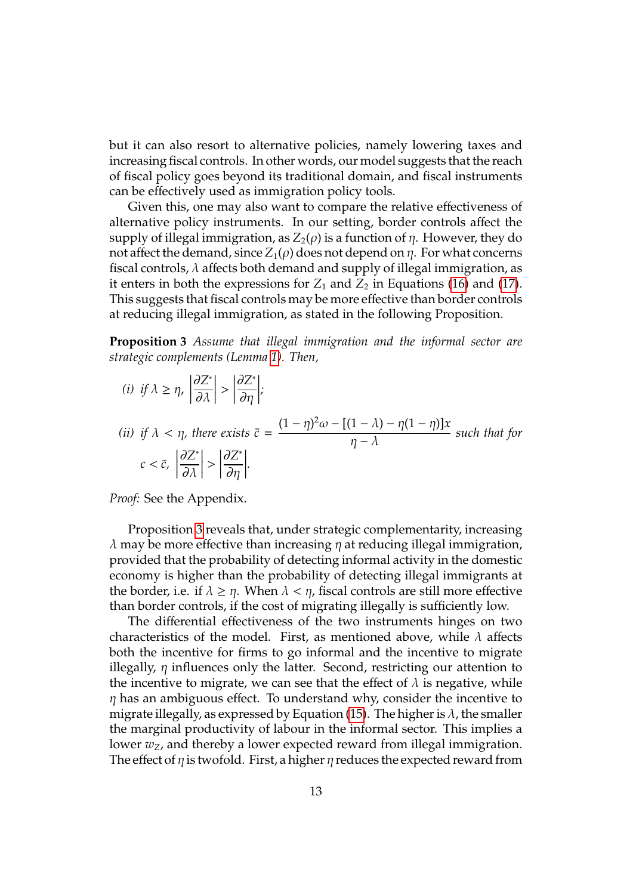but it can also resort to alternative policies, namely lowering taxes and increasing fiscal controls. In other words, our model suggests that the reach of fiscal policy goes beyond its traditional domain, and fiscal instruments can be effectively used as immigration policy tools.

Given this, one may also want to compare the relative effectiveness of alternative policy instruments. In our setting, border controls affect the supply of illegal immigration, as $Z_2(\rho)$ is a function of $\eta$. However, they do not affect the demand, since $Z_1(\rho)$ does not depend on $\eta$. For what concerns fiscal controls, $\lambda$ affects both demand and supply of illegal immigration, as it enters in both the expressions for $Z_1$ and $Z_2$ in Equations (16) and (17). This suggests that fiscal controls may be more effective than border controls at reducing illegal immigration, as stated in the following Proposition.

**Proposition 3** *Assume that illegal immigration and the informal sector are strategic complements (Lemma 1). Then,*

*(i) if* $\lambda \geq \eta$, $\left|\frac{\partial Z^*}{\partial \lambda}\right| > \left|\frac{\partial Z^*}{\partial \eta}\right|$;

*(ii) if* $\lambda < \eta$, *there exists* $\bar{c} = \dfrac{(1-\eta)^2\omega - [(1-\lambda) - \eta(1-\eta)]x}{\eta - \lambda}$ *such that for* $c < \bar{c}$, $\left|\frac{\partial Z^*}{\partial \lambda}\right| > \left|\frac{\partial Z^*}{\partial \eta}\right|$.

*Proof:* See the Appendix.

Proposition 3 reveals that, under strategic complementarity, increasing $\lambda$ may be more effective than increasing $\eta$ at reducing illegal immigration, provided that the probability of detecting informal activity in the domestic economy is higher than the probability of detecting illegal immigrants at the border, i.e. if $\lambda \geq \eta$. When $\lambda < \eta$, fiscal controls are still more effective than border controls, if the cost of migrating illegally is sufficiently low.

The differential effectiveness of the two instruments hinges on two characteristics of the model. First, as mentioned above, while $\lambda$ affects both the incentive for firms to go informal and the incentive to migrate illegally, $\eta$ influences only the latter. Second, restricting our attention to the incentive to migrate, we can see that the effect of $\lambda$ is negative, while $\eta$ has an ambiguous effect. To understand why, consider the incentive to migrate illegally, as expressed by Equation (15). The higher is $\lambda$, the smaller the marginal productivity of labour in the informal sector. This implies a lower $w_Z$, and thereby a lower expected reward from illegal immigration. The effect of $\eta$ is twofold. First, a higher $\eta$ reduces the expected reward from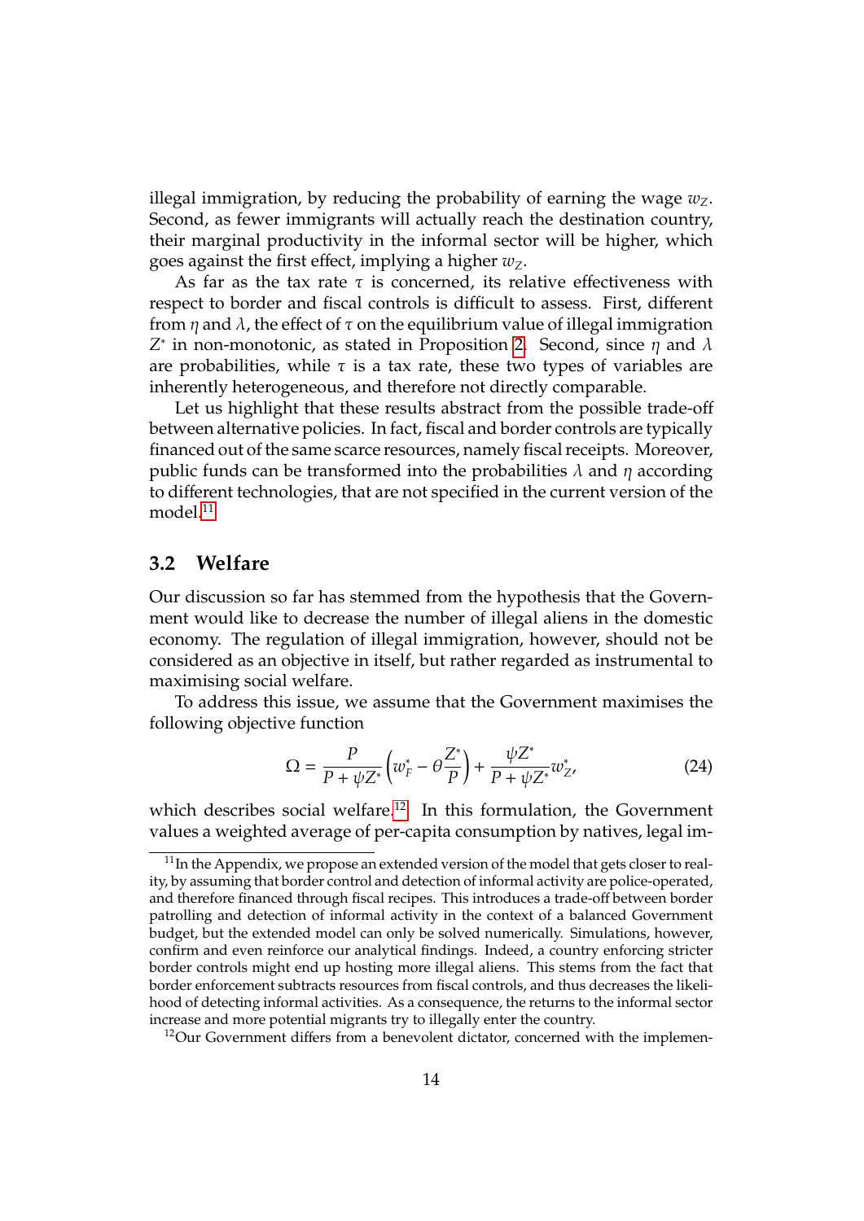illegal immigration, by reducing the probability of earning the wage $w_Z$. Second, as fewer immigrants will actually reach the destination country, their marginal productivity in the informal sector will be higher, which goes against the first effect, implying a higher $w_Z$.

As far as the tax rate $\tau$ is concerned, its relative effectiveness with respect to border and fiscal controls is difficult to assess. First, different from $\eta$ and $\lambda$, the effect of $\tau$ on the equilibrium value of illegal immigration $Z^*$ in non-monotonic, as stated in Proposition 2. Second, since $\eta$ and $\lambda$ are probabilities, while $\tau$ is a tax rate, these two types of variables are inherently heterogeneous, and therefore not directly comparable.

Let us highlight that these results abstract from the possible trade-off between alternative policies. In fact, fiscal and border controls are typically financed out of the same scarce resources, namely fiscal receipts. Moreover, public funds can be transformed into the probabilities $\lambda$ and $\eta$ according to different technologies, that are not specified in the current version of the model.[11]

## 3.2 Welfare

Our discussion so far has stemmed from the hypothesis that the Government would like to decrease the number of illegal aliens in the domestic economy. The regulation of illegal immigration, however, should not be considered as an objective in itself, but rather regarded as instrumental to maximising social welfare.

To address this issue, we assume that the Government maximises the following objective function

$$\Omega = \frac{P}{P + \psi Z^*}\left(w_F^* - \theta \frac{Z^*}{P}\right) + \frac{\psi Z^*}{P + \psi Z^*} w_Z^*, \tag{24}$$

which describes social welfare.[12] In this formulation, the Government values a weighted average of per-capita consumption by natives, legal im-

[11] In the Appendix, we propose an extended version of the model that gets closer to reality, by assuming that border control and detection of informal activity are police-operated, and therefore financed through fiscal recipes. This introduces a trade-off between border patrolling and detection of informal activity in the context of a balanced Government budget, but the extended model can only be solved numerically. Simulations, however, confirm and even reinforce our analytical findings. Indeed, a country enforcing stricter border controls might end up hosting more illegal aliens. This stems from the fact that border enforcement subtracts resources from fiscal controls, and thus decreases the likelihood of detecting informal activities. As a consequence, the returns to the informal sector increase and more potential migrants try to illegally enter the country.

[12] Our Government differs from a benevolent dictator, concerned with the implemen-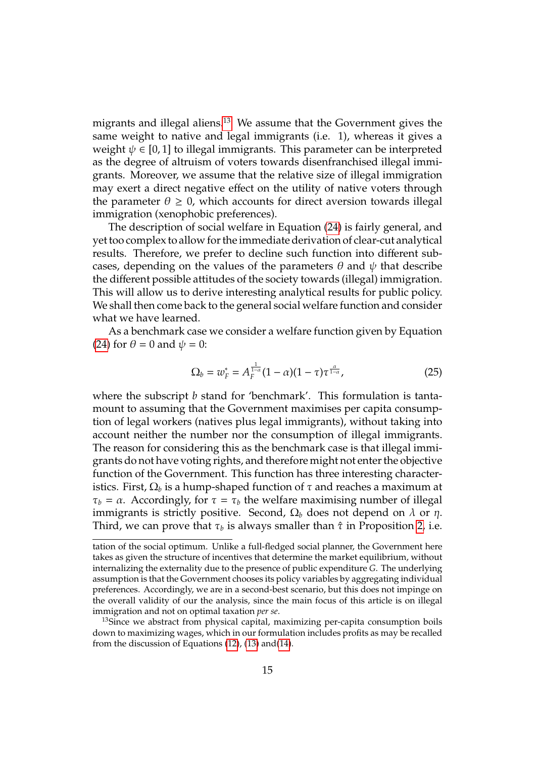migrants and illegal aliens.[13] We assume that the Government gives the same weight to native and legal immigrants (i.e. 1), whereas it gives a weight $\psi \in [0,1]$ to illegal immigrants. This parameter can be interpreted as the degree of altruism of voters towards disenfranchised illegal immigrants. Moreover, we assume that the relative size of illegal immigration may exert a direct negative effect on the utility of native voters through the parameter $\theta \geq 0$, which accounts for direct aversion towards illegal immigration (xenophobic preferences).

The description of social welfare in Equation (24) is fairly general, and yet too complex to allow for the immediate derivation of clear-cut analytical results. Therefore, we prefer to decline such function into different sub-cases, depending on the values of the parameters $\theta$ and $\psi$ that describe the different possible attitudes of the society towards (illegal) immigration. This will allow us to derive interesting analytical results for public policy. We shall then come back to the general social welfare function and consider what we have learned.

As a benchmark case we consider a welfare function given by Equation (24) for $\theta = 0$ and $\psi = 0$:

$$\Omega_b = w_F^* = A_F^{\frac{1}{1-\alpha}}(1-\alpha)(1-\tau)\tau^{\frac{\alpha}{1-\alpha}}, \tag{25}$$

where the subscript $b$ stand for 'benchmark'. This formulation is tantamount to assuming that the Government maximises per capita consumption of legal workers (natives plus legal immigrants), without taking into account neither the number nor the consumption of illegal immigrants. The reason for considering this as the benchmark case is that illegal immigrants do not have voting rights, and therefore might not enter the objective function of the Government. This function has three interesting characteristics. First, $\Omega_b$ is a hump-shaped function of $\tau$ and reaches a maximum at $\tau_b = \alpha$. Accordingly, for $\tau = \tau_b$ the welfare maximising number of illegal immigrants is strictly positive. Second, $\Omega_b$ does not depend on $\lambda$ or $\eta$. Third, we can prove that $\tau_b$ is always smaller than $\hat{\tau}$ in Proposition 2, i.e.

tation of the social optimum. Unlike a full-fledged social planner, the Government here takes as given the structure of incentives that determine the market equilibrium, without internalizing the externality due to the presence of public expenditure $G$. The underlying assumption is that the Government chooses its policy variables by aggregating individual preferences. Accordingly, we are in a second-best scenario, but this does not impinge on the overall validity of our the analysis, since the main focus of this article is on illegal immigration and not on optimal taxation *per se*.

[13] Since we abstract from physical capital, maximizing per-capita consumption boils down to maximizing wages, which in our formulation includes profits as may be recalled from the discussion of Equations (12), (13) and(14).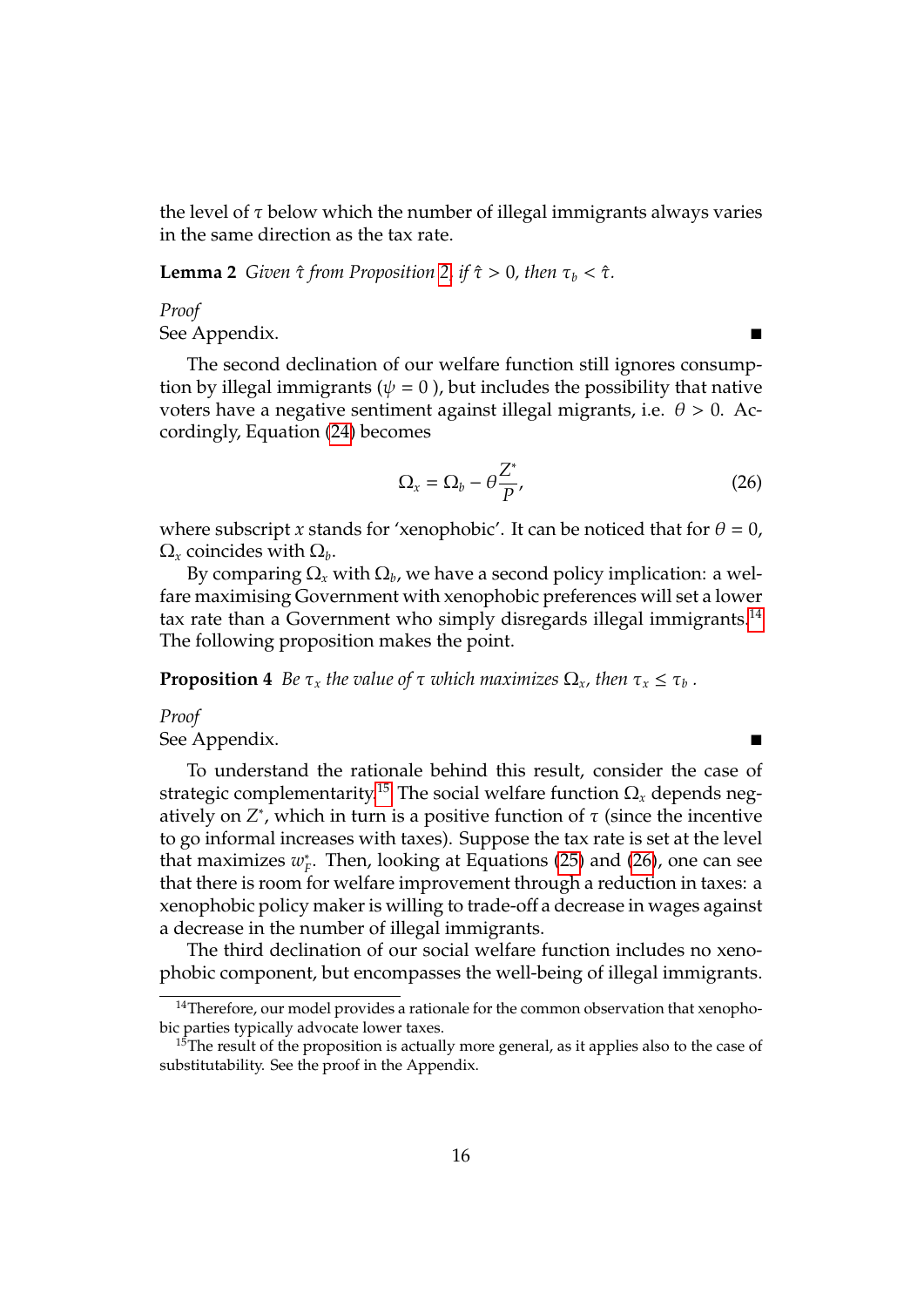the level of $\tau$ below which the number of illegal immigrants always varies in the same direction as the tax rate.

**Lemma 2** *Given $\hat{\tau}$ from Proposition 2, if $\hat{\tau} > 0$, then $\tau_b < \hat{\tau}$.*

*Proof*
See Appendix. ■

The second declination of our welfare function still ignores consumption by illegal immigrants ($\psi = 0$ ), but includes the possibility that native voters have a negative sentiment against illegal migrants, i.e. $\theta > 0$. Accordingly, Equation (24) becomes

$$\Omega_x = \Omega_b - \theta \frac{Z^*}{P}, \tag{26}$$

where subscript $x$ stands for 'xenophobic'. It can be noticed that for $\theta = 0$, $\Omega_x$ coincides with $\Omega_b$.

By comparing $\Omega_x$ with $\Omega_b$, we have a second policy implication: a welfare maximising Government with xenophobic preferences will set a lower tax rate than a Government who simply disregards illegal immigrants.[14] The following proposition makes the point.

**Proposition 4** *Be $\tau_x$ the value of $\tau$ which maximizes $\Omega_x$, then $\tau_x \leq \tau_b$ .*

*Proof*
See Appendix. ■

To understand the rationale behind this result, consider the case of strategic complementarity.[15] The social welfare function $\Omega_x$ depends negatively on $Z^*$, which in turn is a positive function of $\tau$ (since the incentive to go informal increases with taxes). Suppose the tax rate is set at the level that maximizes $w_F^*$. Then, looking at Equations (25) and (26), one can see that there is room for welfare improvement through a reduction in taxes: a xenophobic policy maker is willing to trade-off a decrease in wages against a decrease in the number of illegal immigrants.

The third declination of our social welfare function includes no xenophobic component, but encompasses the well-being of illegal immigrants.

[14] Therefore, our model provides a rationale for the common observation that xenophobic parties typically advocate lower taxes.

[15] The result of the proposition is actually more general, as it applies also to the case of substitutability. See the proof in the Appendix.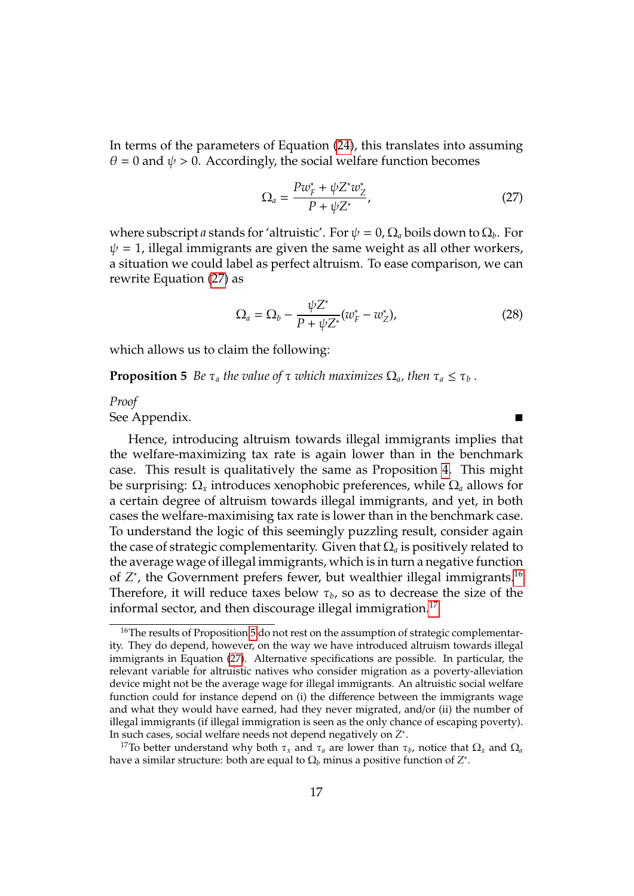In terms of the parameters of Equation (24), this translates into assuming $\theta = 0$ and $\psi > 0$. Accordingly, the social welfare function becomes

$$\Omega_a = \frac{Pw_F^* + \psi Z^* w_Z^*}{P + \psi Z^*}, \tag{27}$$

where subscript $a$ stands for 'altruistic'. For $\psi = 0$, $\Omega_a$ boils down to $\Omega_b$. For $\psi = 1$, illegal immigrants are given the same weight as all other workers, a situation we could label as perfect altruism. To ease comparison, we can rewrite Equation (27) as

$$\Omega_a = \Omega_b - \frac{\psi Z^*}{P + \psi Z^*}(w_F^* - w_Z^*), \tag{28}$$

which allows us to claim the following:

**Proposition 5** *Be $\tau_a$ the value of $\tau$ which maximizes $\Omega_a$, then $\tau_a \leq \tau_b$ .*

*Proof*
See Appendix. ■

Hence, introducing altruism towards illegal immigrants implies that the welfare-maximizing tax rate is again lower than in the benchmark case. This result is qualitatively the same as Proposition 4. This might be surprising: $\Omega_x$ introduces xenophobic preferences, while $\Omega_a$ allows for a certain degree of altruism towards illegal immigrants, and yet, in both cases the welfare-maximising tax rate is lower than in the benchmark case. To understand the logic of this seemingly puzzling result, consider again the case of strategic complementarity. Given that $\Omega_a$ is positively related to the average wage of illegal immigrants, which is in turn a negative function of $Z^*$, the Government prefers fewer, but wealthier illegal immigrants.[16] Therefore, it will reduce taxes below $\tau_b$, so as to decrease the size of the informal sector, and then discourage illegal immigration.[17]

[16] The results of Proposition 5 do not rest on the assumption of strategic complementarity. They do depend, however, on the way we have introduced altruism towards illegal immigrants in Equation (27). Alternative specifications are possible. In particular, the relevant variable for altruistic natives who consider migration as a poverty-alleviation device might not be the average wage for illegal immigrants. An altruistic social welfare function could for instance depend on (i) the difference between the immigrants wage and what they would have earned, had they never migrated, and/or (ii) the number of illegal immigrants (if illegal immigration is seen as the only chance of escaping poverty). In such cases, social welfare needs not depend negatively on $Z^*$.

[17] To better understand why both $\tau_x$ and $\tau_a$ are lower than $\tau_b$, notice that $\Omega_x$ and $\Omega_a$ have a similar structure: both are equal to $\Omega_b$ minus a positive function of $Z^*$.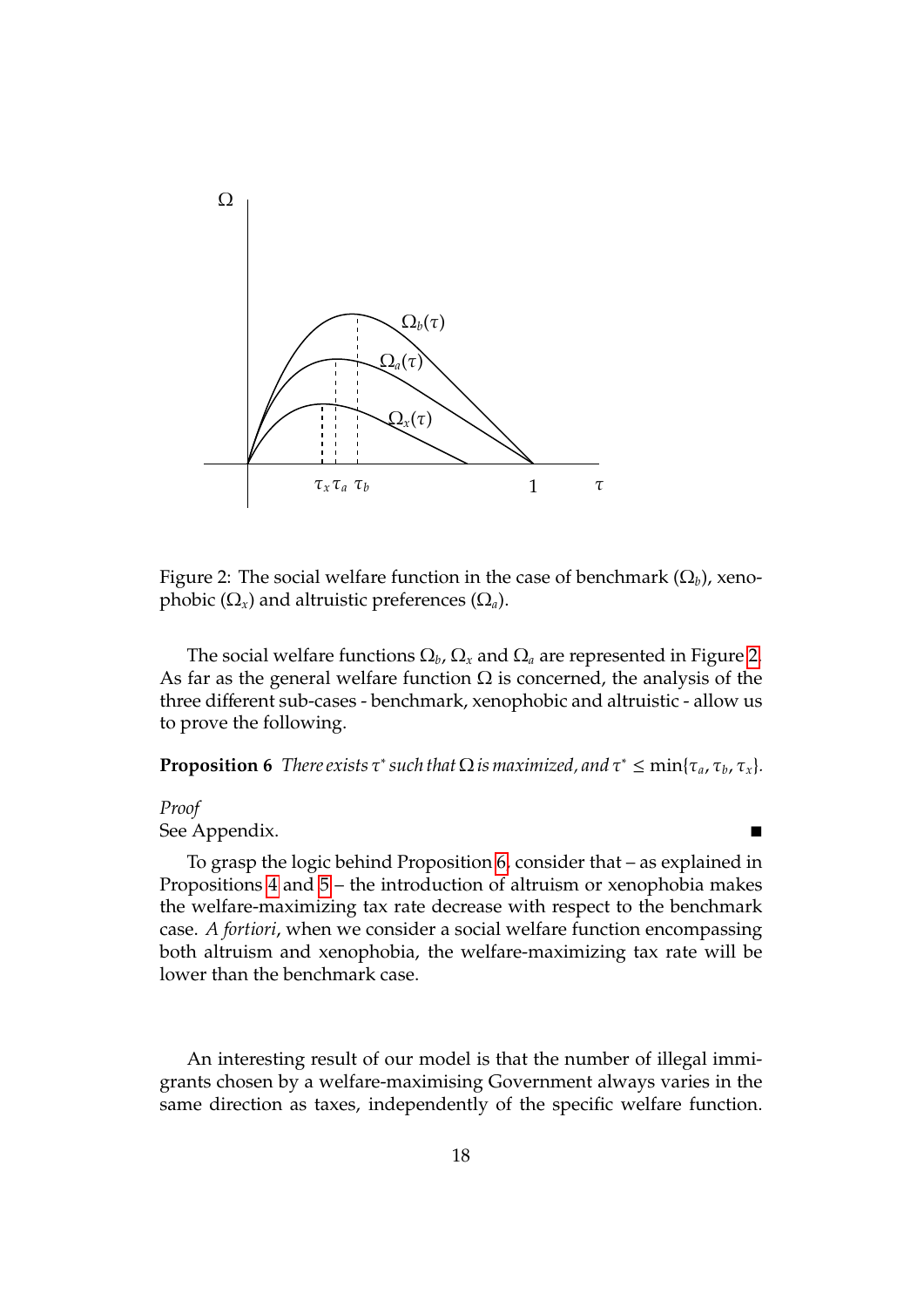$\Omega$

$\Omega_b(\tau)$

$\Omega_a(\tau)$

$\Omega_x(\tau)$

$\tau_x$ $\tau_a$ $\tau_b$

1

$\tau$

Figure 2: The social welfare function in the case of benchmark ($\Omega_b$), xenophobic ($\Omega_x$) and altruistic preferences ($\Omega_a$).

The social welfare functions $\Omega_b$, $\Omega_x$ and $\Omega_a$ are represented in Figure 2. As far as the general welfare function $\Omega$ is concerned, the analysis of the three different sub-cases - benchmark, xenophobic and altruistic - allow us to prove the following.

**Proposition 6** *There exists $\tau^*$ such that $\Omega$ is maximized, and $\tau^* \leq \min\{\tau_a, \tau_b, \tau_x\}$.*

*Proof*
See Appendix. ∎

To grasp the logic behind Proposition 6, consider that – as explained in Propositions 4 and 5 – the introduction of altruism or xenophobia makes the welfare-maximizing tax rate decrease with respect to the benchmark case. *A fortiori*, when we consider a social welfare function encompassing both altruism and xenophobia, the welfare-maximizing tax rate will be lower than the benchmark case.

An interesting result of our model is that the number of illegal immigrants chosen by a welfare-maximising Government always varies in the same direction as taxes, independently of the specific welfare function.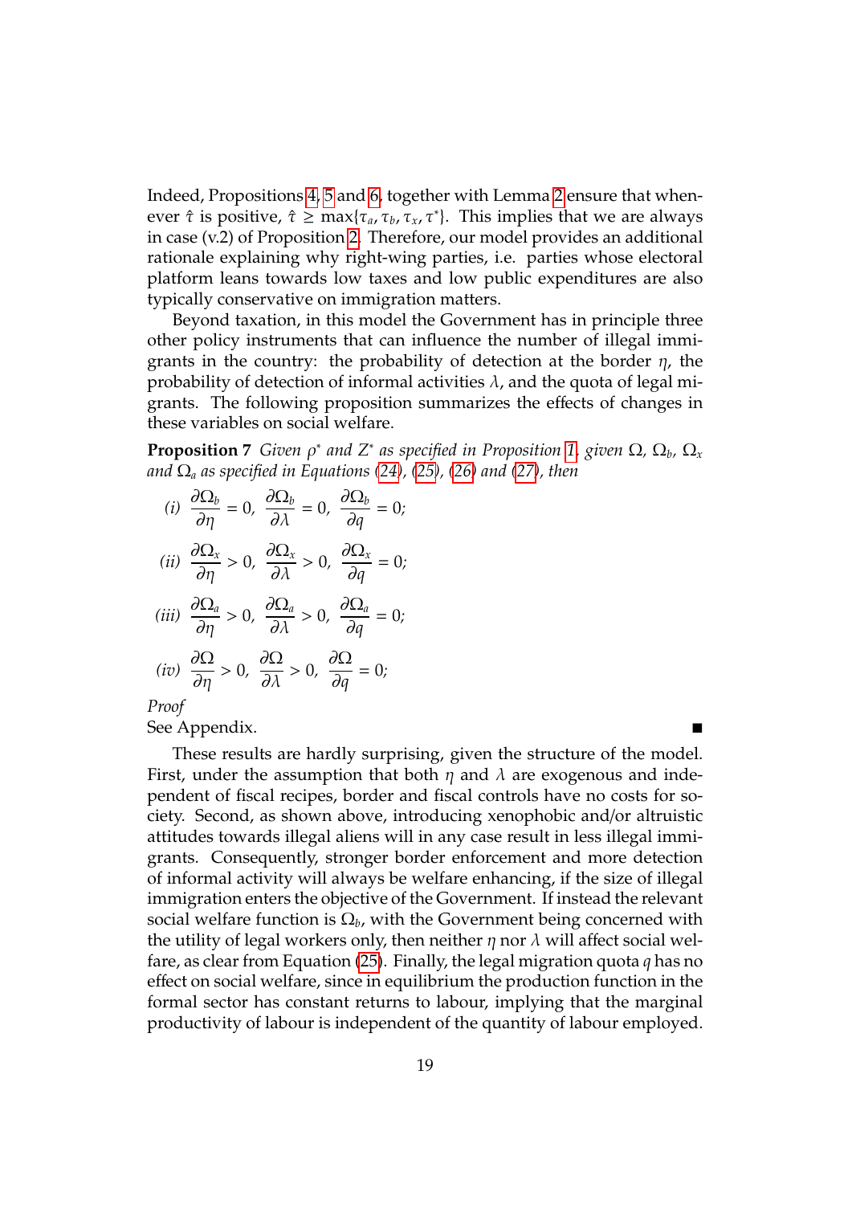Indeed, Propositions 4, 5 and 6, together with Lemma 2 ensure that whenever $\hat{\tau}$ is positive, $\hat{\tau} \geq \max\{\tau_a, \tau_b, \tau_x, \tau^*\}$. This implies that we are always in case (v.2) of Proposition 2. Therefore, our model provides an additional rationale explaining why right-wing parties, i.e. parties whose electoral platform leans towards low taxes and low public expenditures are also typically conservative on immigration matters.

Beyond taxation, in this model the Government has in principle three other policy instruments that can influence the number of illegal immigrants in the country: the probability of detection at the border $\eta$, the probability of detection of informal activities $\lambda$, and the quota of legal migrants. The following proposition summarizes the effects of changes in these variables on social welfare.

**Proposition 7** *Given $\rho^*$ and $Z^*$ as specified in Proposition 1, given $\Omega$, $\Omega_b$, $\Omega_x$ and $\Omega_a$ as specified in Equations (24), (25), (26) and (27), then*

*(i)* $\dfrac{\partial \Omega_b}{\partial \eta} = 0, \; \dfrac{\partial \Omega_b}{\partial \lambda} = 0, \; \dfrac{\partial \Omega_b}{\partial q} = 0;$

*(ii)* $\dfrac{\partial \Omega_x}{\partial \eta} > 0, \; \dfrac{\partial \Omega_x}{\partial \lambda} > 0, \; \dfrac{\partial \Omega_x}{\partial q} = 0;$

*(iii)* $\dfrac{\partial \Omega_a}{\partial \eta} > 0, \; \dfrac{\partial \Omega_a}{\partial \lambda} > 0, \; \dfrac{\partial \Omega_a}{\partial q} = 0;$

*(iv)* $\dfrac{\partial \Omega}{\partial \eta} > 0, \; \dfrac{\partial \Omega}{\partial \lambda} > 0, \; \dfrac{\partial \Omega}{\partial q} = 0;$

*Proof*
See Appendix. ■

These results are hardly surprising, given the structure of the model. First, under the assumption that both $\eta$ and $\lambda$ are exogenous and independent of fiscal recipes, border and fiscal controls have no costs for society. Second, as shown above, introducing xenophobic and/or altruistic attitudes towards illegal aliens will in any case result in less illegal immigrants. Consequently, stronger border enforcement and more detection of informal activity will always be welfare enhancing, if the size of illegal immigration enters the objective of the Government. If instead the relevant social welfare function is $\Omega_b$, with the Government being concerned with the utility of legal workers only, then neither $\eta$ nor $\lambda$ will affect social welfare, as clear from Equation (25). Finally, the legal migration quota $q$ has no effect on social welfare, since in equilibrium the production function in the formal sector has constant returns to labour, implying that the marginal productivity of labour is independent of the quantity of labour employed.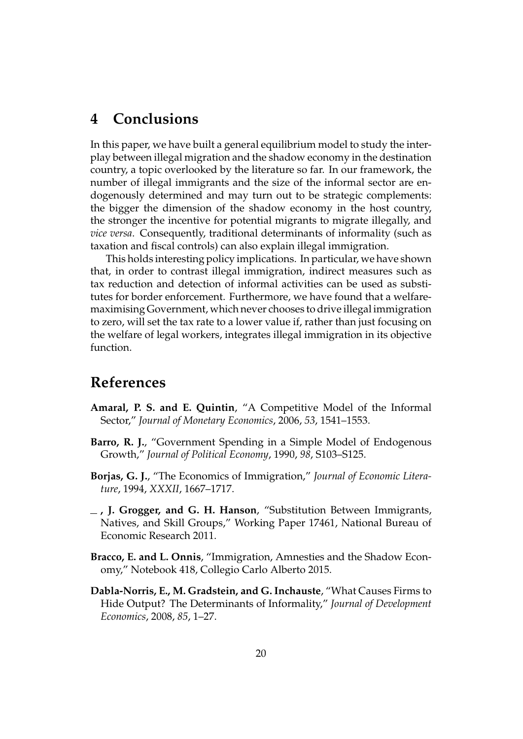# 4 Conclusions

In this paper, we have built a general equilibrium model to study the interplay between illegal migration and the shadow economy in the destination country, a topic overlooked by the literature so far. In our framework, the number of illegal immigrants and the size of the informal sector are endogenously determined and may turn out to be strategic complements: the bigger the dimension of the shadow economy in the host country, the stronger the incentive for potential migrants to migrate illegally, and *vice versa*. Consequently, traditional determinants of informality (such as taxation and fiscal controls) can also explain illegal immigration.

This holds interesting policy implications. In particular, we have shown that, in order to contrast illegal immigration, indirect measures such as tax reduction and detection of informal activities can be used as substitutes for border enforcement. Furthermore, we have found that a welfare-maximising Government, which never chooses to drive illegal immigration to zero, will set the tax rate to a lower value if, rather than just focusing on the welfare of legal workers, integrates illegal immigration in its objective function.

# References

**Amaral, P. S. and E. Quintin**, "A Competitive Model of the Informal Sector," *Journal of Monetary Economics*, 2006, *53*, 1541–1553.

**Barro, R. J.**, "Government Spending in a Simple Model of Endogenous Growth," *Journal of Political Economy*, 1990, *98*, S103–S125.

**Borjas, G. J.**, "The Economics of Immigration," *Journal of Economic Literature*, 1994, *XXXII*, 1667–1717.

**_ , J. Grogger, and G. H. Hanson**, "Substitution Between Immigrants, Natives, and Skill Groups," Working Paper 17461, National Bureau of Economic Research 2011.

**Bracco, E. and L. Onnis**, "Immigration, Amnesties and the Shadow Economy," Notebook 418, Collegio Carlo Alberto 2015.

**Dabla-Norris, E., M. Gradstein, and G. Inchauste**, "What Causes Firms to Hide Output? The Determinants of Informality," *Journal of Development Economics*, 2008, *85*, 1–27.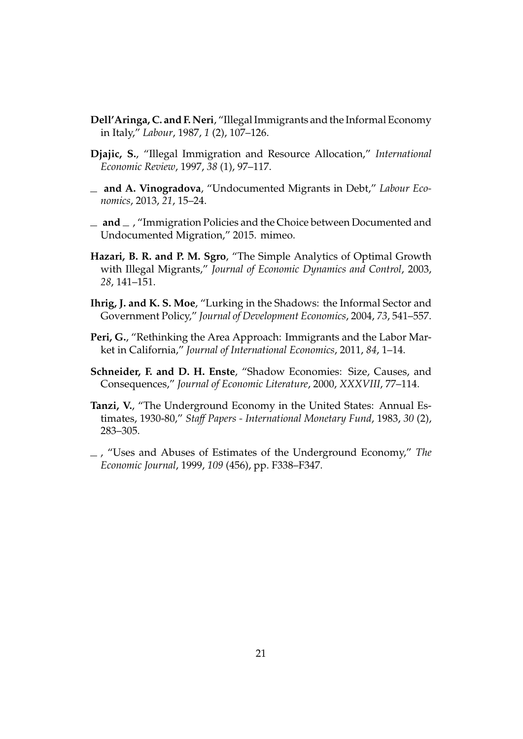**Dell'Aringa, C. and F. Neri**, "Illegal Immigrants and the Informal Economy in Italy," *Labour*, 1987, *1* (2), 107–126.

**Djajic, S.**, "Illegal Immigration and Resource Allocation," *International Economic Review*, 1997, *38* (1), 97–117.

_ **and A. Vinogradova**, "Undocumented Migrants in Debt," *Labour Economics*, 2013, *21*, 15–24.

_ **and** _ , "Immigration Policies and the Choice between Documented and Undocumented Migration," 2015. mimeo.

**Hazari, B. R. and P. M. Sgro**, "The Simple Analytics of Optimal Growth with Illegal Migrants," *Journal of Economic Dynamics and Control*, 2003, *28*, 141–151.

**Ihrig, J. and K. S. Moe**, "Lurking in the Shadows: the Informal Sector and Government Policy," *Journal of Development Economics*, 2004, *73*, 541–557.

**Peri, G.**, "Rethinking the Area Approach: Immigrants and the Labor Market in California," *Journal of International Economics*, 2011, *84*, 1–14.

**Schneider, F. and D. H. Enste**, "Shadow Economies: Size, Causes, and Consequences," *Journal of Economic Literature*, 2000, *XXXVIII*, 77–114.

**Tanzi, V.**, "The Underground Economy in the United States: Annual Estimates, 1930-80," *Staff Papers - International Monetary Fund*, 1983, *30* (2), 283–305.

_ , "Uses and Abuses of Estimates of the Underground Economy," *The Economic Journal*, 1999, *109* (456), pp. F338–F347.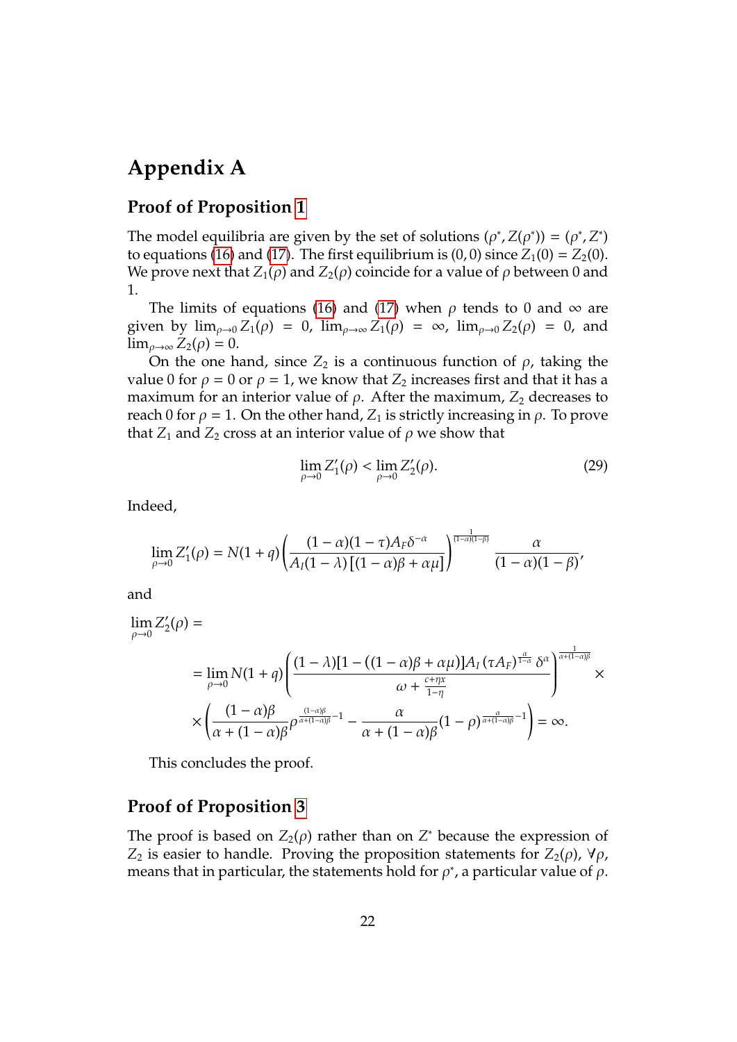# Appendix A

## Proof of Proposition 1

The model equilibria are given by the set of solutions $(\rho^*, Z(\rho^*)) = (\rho^*, Z^*)$ to equations (16) and (17). The first equilibrium is $(0, 0)$ since $Z_1(0) = Z_2(0)$. We prove next that $Z_1(\rho)$ and $Z_2(\rho)$ coincide for a value of $\rho$ between 0 and 1.

The limits of equations (16) and (17) when $\rho$ tends to 0 and $\infty$ are given by $\lim_{\rho\to 0} Z_1(\rho) = 0$, $\lim_{\rho\to\infty} Z_1(\rho) = \infty$, $\lim_{\rho\to 0} Z_2(\rho) = 0$, and $\lim_{\rho\to\infty} Z_2(\rho) = 0$.

On the one hand, since $Z_2$ is a continuous function of $\rho$, taking the value 0 for $\rho = 0$ or $\rho = 1$, we know that $Z_2$ increases first and that it has a maximum for an interior value of $\rho$. After the maximum, $Z_2$ decreases to reach 0 for $\rho = 1$. On the other hand, $Z_1$ is strictly increasing in $\rho$. To prove that $Z_1$ and $Z_2$ cross at an interior value of $\rho$ we show that

$$\lim_{\rho\to 0} Z_1'(\rho) < \lim_{\rho\to 0} Z_2'(\rho). \tag{29}$$

Indeed,

$$\lim_{\rho\to 0} Z_1'(\rho) = N(1+q)\left(\frac{(1-\alpha)(1-\tau)A_F\delta^{-\alpha}}{A_I(1-\lambda)\left[(1-\alpha)\beta+\alpha\mu\right]}\right)^{\frac{1}{(1-\alpha)(1-\beta)}}\frac{\alpha}{(1-\alpha)(1-\beta)},$$

and

$$\lim_{\rho\to 0} Z_2'(\rho) =$$

$$= \lim_{\rho\to 0} N(1+q)\left(\frac{(1-\lambda)[1-((1-\alpha)\beta+\alpha\mu)]A_I\,(\tau A_F)^{\frac{\alpha}{1-\alpha}}\,\delta^{\alpha}}{\omega+\frac{c+\eta x}{1-\eta}}\right)^{\frac{1}{\alpha+(1-\alpha)\beta}} \times$$

$$\times\left(\frac{(1-\alpha)\beta}{\alpha+(1-\alpha)\beta}\rho^{\frac{(1-\alpha)\beta}{\alpha+(1-\alpha)\beta}-1} - \frac{\alpha}{\alpha+(1-\alpha)\beta}(1-\rho)^{\frac{\alpha}{\alpha+(1-\alpha)\beta}-1}\right) = \infty.$$

This concludes the proof.

## Proof of Proposition 3

The proof is based on $Z_2(\rho)$ rather than on $Z^*$ because the expression of $Z_2$ is easier to handle. Proving the proposition statements for $Z_2(\rho)$, $\forall\rho$, means that in particular, the statements hold for $\rho^*$, a particular value of $\rho$.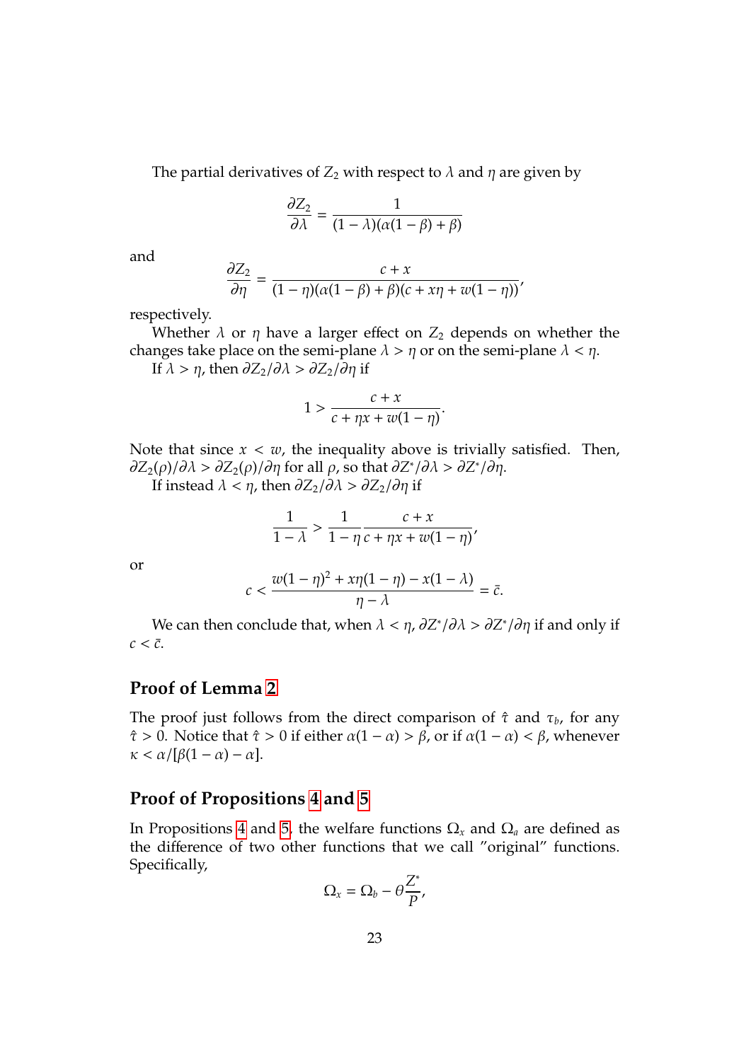The partial derivatives of $Z_2$ with respect to $\lambda$ and $\eta$ are given by

$$\frac{\partial Z_2}{\partial \lambda} = \frac{1}{(1-\lambda)(\alpha(1-\beta)+\beta)}$$

and

$$\frac{\partial Z_2}{\partial \eta} = \frac{c+x}{(1-\eta)(\alpha(1-\beta)+\beta)(c+x\eta+w(1-\eta))},$$

respectively.

Whether $\lambda$ or $\eta$ have a larger effect on $Z_2$ depends on whether the changes take place on the semi-plane $\lambda > \eta$ or on the semi-plane $\lambda < \eta$.

If $\lambda > \eta$, then $\partial Z_2/\partial \lambda > \partial Z_2/\partial \eta$ if

$$1 > \frac{c+x}{c+\eta x+w(1-\eta)}.$$

Note that since $x < w$, the inequality above is trivially satisfied. Then, $\partial Z_2(\rho)/\partial \lambda > \partial Z_2(\rho)/\partial \eta$ for all $\rho$, so that $\partial Z^*/\partial \lambda > \partial Z^*/\partial \eta$.

If instead $\lambda < \eta$, then $\partial Z_2/\partial \lambda > \partial Z_2/\partial \eta$ if

$$\frac{1}{1-\lambda} > \frac{1}{1-\eta}\frac{c+x}{c+\eta x+w(1-\eta)},$$

or

$$c < \frac{w(1-\eta)^2 + x\eta(1-\eta) - x(1-\lambda)}{\eta-\lambda} = \bar{c}.$$

We can then conclude that, when $\lambda < \eta$, $\partial Z^*/\partial \lambda > \partial Z^*/\partial \eta$ if and only if $c < \bar{c}$.

## Proof of Lemma 2

The proof just follows from the direct comparison of $\hat{\tau}$ and $\tau_b$, for any $\hat{\tau} > 0$. Notice that $\hat{\tau} > 0$ if either $\alpha(1-\alpha) > \beta$, or if $\alpha(1-\alpha) < \beta$, whenever $\kappa < \alpha/[\beta(1-\alpha)-\alpha]$.

## Proof of Propositions 4 and 5

In Propositions 4 and 5, the welfare functions $\Omega_x$ and $\Omega_a$ are defined as the difference of two other functions that we call "original" functions. Specifically,

$$\Omega_x = \Omega_b - \theta\frac{Z^*}{P},$$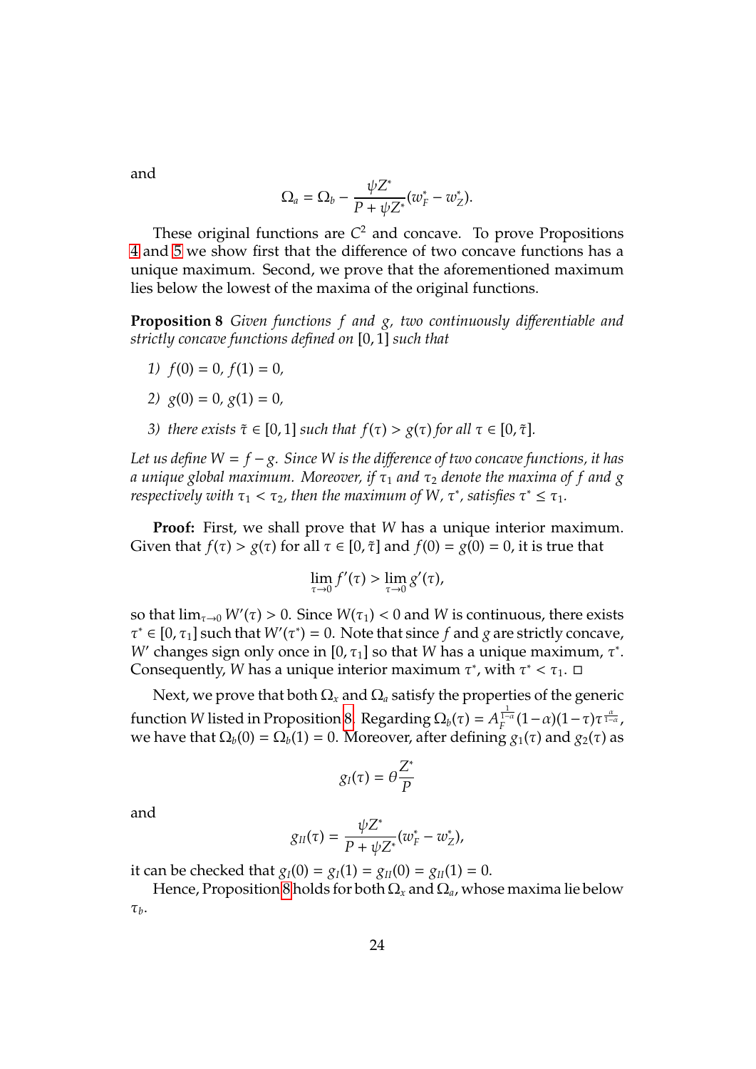and

$$\Omega_a = \Omega_b - \frac{\psi Z^*}{P + \psi Z^*}(w_F^* - w_Z^*).$$

These original functions are $C^2$ and concave. To prove Propositions 4 and 5 we show first that the difference of two concave functions has a unique maximum. Second, we prove that the aforementioned maximum lies below the lowest of the maxima of the original functions.

**Proposition 8** *Given functions $f$ and $g$, two continuously differentiable and strictly concave functions defined on $[0, 1]$ such that*

*1)* $f(0) = 0$, $f(1) = 0$,

*2)* $g(0) = 0$, $g(1) = 0$,

*3) there exists $\tilde{\tau} \in [0, 1]$ such that $f(\tau) > g(\tau)$ for all $\tau \in [0, \tilde{\tau}]$.*

*Let us define $W = f - g$. Since $W$ is the difference of two concave functions, it has a unique global maximum. Moreover, if $\tau_1$ and $\tau_2$ denote the maxima of $f$ and $g$ respectively with $\tau_1 < \tau_2$, then the maximum of $W$, $\tau^*$, satisfies $\tau^* \leq \tau_1$.*

**Proof:** First, we shall prove that $W$ has a unique interior maximum. Given that $f(\tau) > g(\tau)$ for all $\tau \in [0, \tilde{\tau}]$ and $f(0) = g(0) = 0$, it is true that

$$\lim_{\tau \to 0} f'(\tau) > \lim_{\tau \to 0} g'(\tau),$$

so that $\lim_{\tau \to 0} W'(\tau) > 0$. Since $W(\tau_1) < 0$ and $W$ is continuous, there exists $\tau^* \in [0, \tau_1]$ such that $W'(\tau^*) = 0$. Note that since $f$ and $g$ are strictly concave, $W'$ changes sign only once in $[0, \tau_1]$ so that $W$ has a unique maximum, $\tau^*$. Consequently, $W$ has a unique interior maximum $\tau^*$, with $\tau^* < \tau_1$. □

Next, we prove that both $\Omega_x$ and $\Omega_a$ satisfy the properties of the generic function $W$ listed in Proposition 8. Regarding $\Omega_b(\tau) = A_F^{\frac{1}{1-\alpha}}(1-\alpha)(1-\tau)\tau^{\frac{\alpha}{1-\alpha}}$, we have that $\Omega_b(0) = \Omega_b(1) = 0$. Moreover, after defining $g_1(\tau)$ and $g_2(\tau)$ as

$$g_I(\tau) = \theta \frac{Z^*}{P}$$

and

$$g_{II}(\tau) = \frac{\psi Z^*}{P + \psi Z^*}(w_F^* - w_Z^*),$$

it can be checked that $g_I(0) = g_I(1) = g_{II}(0) = g_{II}(1) = 0$.

Hence, Proposition 8 holds for both $\Omega_x$ and $\Omega_a$, whose maxima lie below $\tau_b$.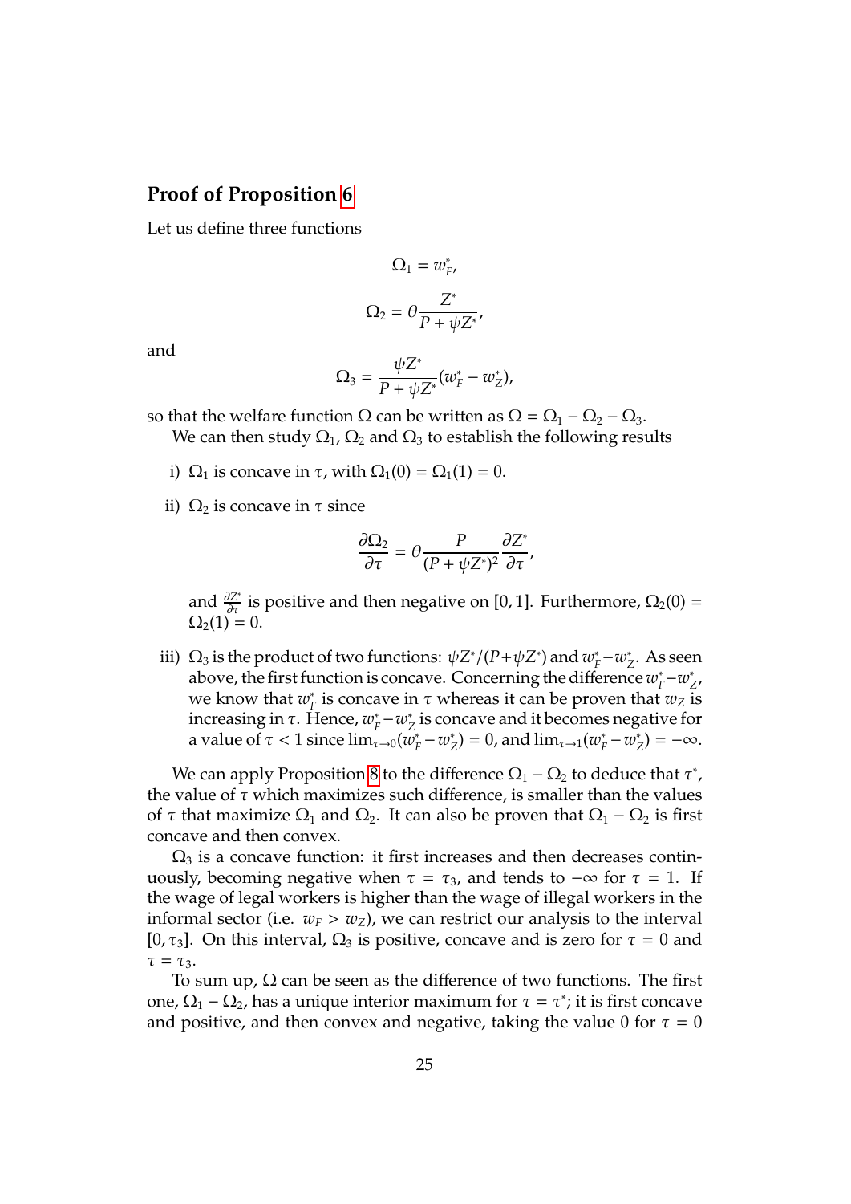## Proof of Proposition 6

Let us define three functions

$$\Omega_1 = w_F^*,$$

$$\Omega_2 = \theta \frac{Z^*}{P + \psi Z^*},$$

and

$$\Omega_3 = \frac{\psi Z^*}{P + \psi Z^*}(w_F^* - w_Z^*),$$

so that the welfare function $\Omega$ can be written as $\Omega = \Omega_1 - \Omega_2 - \Omega_3$.

We can then study $\Omega_1$, $\Omega_2$ and $\Omega_3$ to establish the following results

i) $\Omega_1$ is concave in $\tau$, with $\Omega_1(0) = \Omega_1(1) = 0$.

ii) $\Omega_2$ is concave in $\tau$ since

$$\frac{\partial \Omega_2}{\partial \tau} = \theta \frac{P}{(P + \psi Z^*)^2} \frac{\partial Z^*}{\partial \tau},$$

and $\frac{\partial Z^*}{\partial \tau}$ is positive and then negative on $[0, 1]$. Furthermore, $\Omega_2(0) = \Omega_2(1) = 0$.

iii) $\Omega_3$ is the product of two functions: $\psi Z^*/(P+\psi Z^*)$ and $w_F^* - w_Z^*$. As seen above, the first function is concave. Concerning the difference $w_F^* - w_Z^*$, we know that $w_F^*$ is concave in $\tau$ whereas it can be proven that $w_Z$ is increasing in $\tau$. Hence, $w_F^* - w_Z^*$ is concave and it becomes negative for a value of $\tau < 1$ since $\lim_{\tau \to 0}(w_F^* - w_Z^*) = 0$, and $\lim_{\tau \to 1}(w_F^* - w_Z^*) = -\infty$.

We can apply Proposition 8 to the difference $\Omega_1 - \Omega_2$ to deduce that $\tau^*$, the value of $\tau$ which maximizes such difference, is smaller than the values of $\tau$ that maximize $\Omega_1$ and $\Omega_2$. It can also be proven that $\Omega_1 - \Omega_2$ is first concave and then convex.

$\Omega_3$ is a concave function: it first increases and then decreases continuously, becoming negative when $\tau = \tau_3$, and tends to $-\infty$ for $\tau = 1$. If the wage of legal workers is higher than the wage of illegal workers in the informal sector (i.e. $w_F > w_Z$), we can restrict our analysis to the interval $[0, \tau_3]$. On this interval, $\Omega_3$ is positive, concave and is zero for $\tau = 0$ and $\tau = \tau_3$.

To sum up, $\Omega$ can be seen as the difference of two functions. The first one, $\Omega_1 - \Omega_2$, has a unique interior maximum for $\tau = \tau^*$; it is first concave and positive, and then convex and negative, taking the value 0 for $\tau = 0$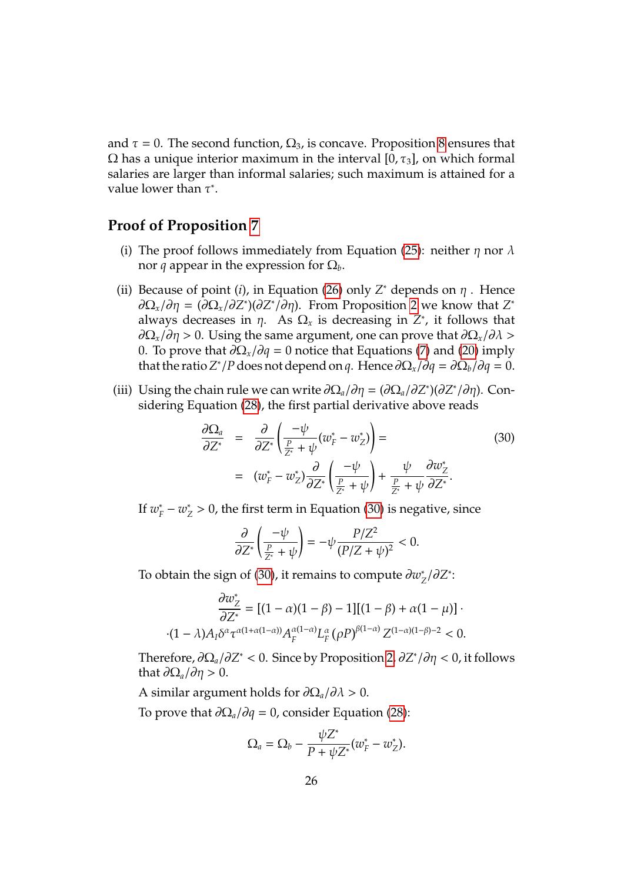and $\tau = 0$. The second function, $\Omega_3$, is concave. Proposition 8 ensures that $\Omega$ has a unique interior maximum in the interval $[0, \tau_3]$, on which formal salaries are larger than informal salaries; such maximum is attained for a value lower than $\tau^*$.

## Proof of Proposition 7

(i) The proof follows immediately from Equation (25): neither $\eta$ nor $\lambda$ nor $q$ appear in the expression for $\Omega_b$.

(ii) Because of point $(i)$, in Equation (26) only $Z^*$ depends on $\eta$ . Hence $\partial\Omega_x/\partial\eta = (\partial\Omega_x/\partial Z^*)(\partial Z^*/\partial\eta)$. From Proposition 2 we know that $Z^*$ always decreases in $\eta$. As $\Omega_x$ is decreasing in $Z^*$, it follows that $\partial\Omega_x/\partial\eta > 0$. Using the same argument, one can prove that $\partial\Omega_x/\partial\lambda > 0$. To prove that $\partial\Omega_x/\partial q = 0$ notice that Equations (7) and (20) imply that the ratio $Z^*/P$ does not depend on $q$. Hence $\partial\Omega_x/\partial q = \partial\Omega_b/\partial q = 0$.

(iii) Using the chain rule we can write $\partial\Omega_a/\partial\eta = (\partial\Omega_a/\partial Z^*)(\partial Z^*/\partial\eta)$. Considering Equation (28), the first partial derivative above reads

$$
\begin{aligned}
\frac{\partial\Omega_a}{\partial Z^*} &= \frac{\partial}{\partial Z^*}\left(\frac{-\psi}{\frac{P}{Z^*}+\psi}(w_F^* - w_Z^*)\right) = \\
&= (w_F^* - w_Z^*)\frac{\partial}{\partial Z^*}\left(\frac{-\psi}{\frac{P}{Z^*}+\psi}\right) + \frac{\psi}{\frac{P}{Z^*}+\psi}\frac{\partial w_Z^*}{\partial Z^*}.
\end{aligned}
\tag{30}
$$

If $w_F^* - w_Z^* > 0$, the first term in Equation (30) is negative, since

$$
\frac{\partial}{\partial Z^*}\left(\frac{-\psi}{\frac{P}{Z^*}+\psi}\right) = -\psi\frac{P/Z^2}{(P/Z+\psi)^2} < 0.
$$

To obtain the sign of (30), it remains to compute $\partial w_Z^*/\partial Z^*$:

$$
\begin{aligned}
\frac{\partial w_Z^*}{\partial Z^*} &= [(1-\alpha)(1-\beta) - 1][(1-\beta) + \alpha(1-\mu)] \cdot \\
&\cdot (1-\lambda)A_I\delta^\alpha\tau^{\alpha(1+\alpha(1-\alpha))}A_F^{\alpha(1-\alpha)}L_F^{\alpha}(\rho P)^{\beta(1-\alpha)}Z^{(1-\alpha)(1-\beta)-2} < 0.
\end{aligned}
$$

Therefore, $\partial\Omega_a/\partial Z^* < 0$. Since by Proposition 2, $\partial Z^*/\partial\eta < 0$, it follows that $\partial\Omega_a/\partial\eta > 0$.

A similar argument holds for $\partial\Omega_a/\partial\lambda > 0$.

To prove that $\partial\Omega_a/\partial q = 0$, consider Equation (28):

$$
\Omega_a = \Omega_b - \frac{\psi Z^*}{P + \psi Z^*}(w_F^* - w_Z^*).
$$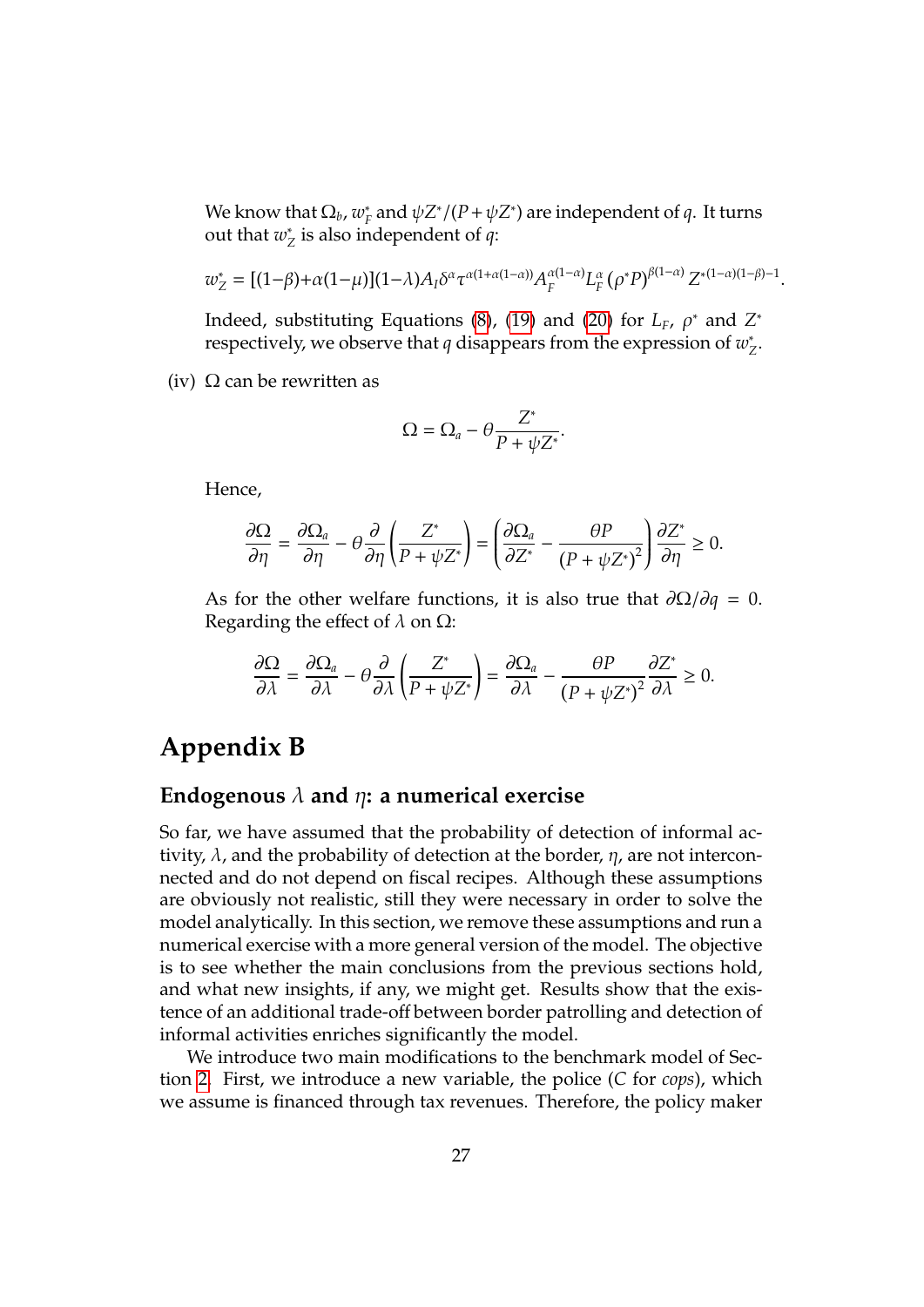We know that $\Omega_b$, $w_F^*$ and $\psi Z^*/(P+\psi Z^*)$ are independent of $q$. It turns out that $w_Z^*$ is also independent of $q$:

$$w_Z^* = [(1-\beta)+\alpha(1-\mu)](1-\lambda)A_I\delta^\alpha\tau^{\alpha(1+\alpha(1-\alpha))}A_F^{\alpha(1-\alpha)}L_F^\alpha\left(\rho^*P\right)^{\beta(1-\alpha)}Z^{*(1-\alpha)(1-\beta)-1}.$$

Indeed, substituting Equations (8), (19) and (20) for $L_F$, $\rho^*$ and $Z^*$ respectively, we observe that $q$ disappears from the expression of $w_Z^*$.

(iv) $\Omega$ can be rewritten as

$$\Omega = \Omega_a - \theta\frac{Z^*}{P+\psi Z^*}.$$

Hence,

$$\frac{\partial\Omega}{\partial\eta} = \frac{\partial\Omega_a}{\partial\eta} - \theta\frac{\partial}{\partial\eta}\left(\frac{Z^*}{P+\psi Z^*}\right) = \left(\frac{\partial\Omega_a}{\partial Z^*} - \frac{\theta P}{(P+\psi Z^*)^2}\right)\frac{\partial Z^*}{\partial\eta} \geq 0.$$

As for the other welfare functions, it is also true that $\partial\Omega/\partial q = 0$. Regarding the effect of $\lambda$ on $\Omega$:

$$\frac{\partial\Omega}{\partial\lambda} = \frac{\partial\Omega_a}{\partial\lambda} - \theta\frac{\partial}{\partial\lambda}\left(\frac{Z^*}{P+\psi Z^*}\right) = \frac{\partial\Omega_a}{\partial\lambda} - \frac{\theta P}{(P+\psi Z^*)^2}\frac{\partial Z^*}{\partial\lambda} \geq 0.$$

# Appendix B

## Endogenous $\lambda$ and $\eta$: a numerical exercise

So far, we have assumed that the probability of detection of informal activity, $\lambda$, and the probability of detection at the border, $\eta$, are not interconnected and do not depend on fiscal recipes. Although these assumptions are obviously not realistic, still they were necessary in order to solve the model analytically. In this section, we remove these assumptions and run a numerical exercise with a more general version of the model. The objective is to see whether the main conclusions from the previous sections hold, and what new insights, if any, we might get. Results show that the existence of an additional trade-off between border patrolling and detection of informal activities enriches significantly the model.

We introduce two main modifications to the benchmark model of Section 2. First, we introduce a new variable, the police ($C$ for *cops*), which we assume is financed through tax revenues. Therefore, the policy maker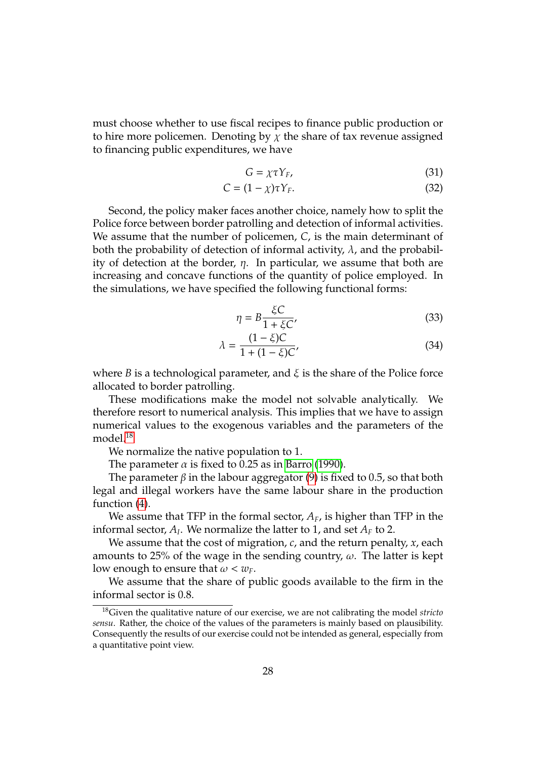must choose whether to use fiscal recipes to finance public production or to hire more policemen. Denoting by $\chi$ the share of tax revenue assigned to financing public expenditures, we have

$$G = \chi \tau Y_F, \tag{31}$$

$$C = (1 - \chi) \tau Y_F. \tag{32}$$

Second, the policy maker faces another choice, namely how to split the Police force between border patrolling and detection of informal activities. We assume that the number of policemen, $C$, is the main determinant of both the probability of detection of informal activity, $\lambda$, and the probability of detection at the border, $\eta$. In particular, we assume that both are increasing and concave functions of the quantity of police employed. In the simulations, we have specified the following functional forms:

$$\eta = B \frac{\xi C}{1 + \xi C}, \tag{33}$$

$$\lambda = \frac{(1 - \xi) C}{1 + (1 - \xi) C}, \tag{34}$$

where $B$ is a technological parameter, and $\xi$ is the share of the Police force allocated to border patrolling.

These modifications make the model not solvable analytically. We therefore resort to numerical analysis. This implies that we have to assign numerical values to the exogenous variables and the parameters of the model.[18]

We normalize the native population to 1.

The parameter $\alpha$ is fixed to 0.25 as in Barro (1990).

The parameter $\beta$ in the labour aggregator (9) is fixed to 0.5, so that both legal and illegal workers have the same labour share in the production function (4).

We assume that TFP in the formal sector, $A_F$, is higher than TFP in the informal sector, $A_I$. We normalize the latter to 1, and set $A_F$ to 2.

We assume that the cost of migration, $c$, and the return penalty, $x$, each amounts to 25% of the wage in the sending country, $\omega$. The latter is kept low enough to ensure that $\omega < w_F$.

We assume that the share of public goods available to the firm in the informal sector is 0.8.

[18] Given the qualitative nature of our exercise, we are not calibrating the model *stricto sensu*. Rather, the choice of the values of the parameters is mainly based on plausibility. Consequently the results of our exercise could not be intended as general, especially from a quantitative point view.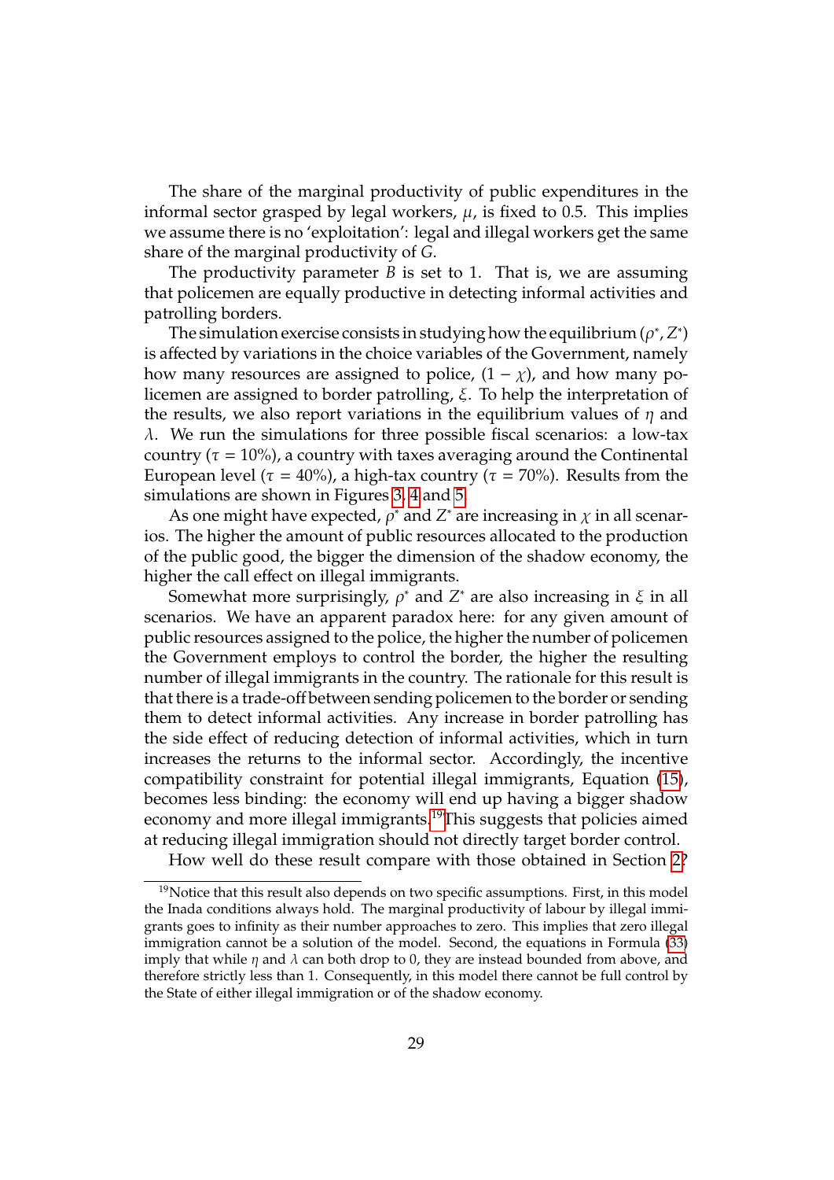The share of the marginal productivity of public expenditures in the informal sector grasped by legal workers, $\mu$, is fixed to 0.5. This implies we assume there is no 'exploitation': legal and illegal workers get the same share of the marginal productivity of $G$.

The productivity parameter $B$ is set to 1. That is, we are assuming that policemen are equally productive in detecting informal activities and patrolling borders.

The simulation exercise consists in studying how the equilibrium $(\rho^*, Z^*)$ is affected by variations in the choice variables of the Government, namely how many resources are assigned to police, $(1 - \chi)$, and how many policemen are assigned to border patrolling, $\xi$. To help the interpretation of the results, we also report variations in the equilibrium values of $\eta$ and $\lambda$. We run the simulations for three possible fiscal scenarios: a low-tax country ($\tau = 10\%$), a country with taxes averaging around the Continental European level ($\tau = 40\%$), a high-tax country ($\tau = 70\%$). Results from the simulations are shown in Figures 3, 4 and 5.

As one might have expected, $\rho^*$ and $Z^*$ are increasing in $\chi$ in all scenarios. The higher the amount of public resources allocated to the production of the public good, the bigger the dimension of the shadow economy, the higher the call effect on illegal immigrants.

Somewhat more surprisingly, $\rho^*$ and $Z^*$ are also increasing in $\xi$ in all scenarios. We have an apparent paradox here: for any given amount of public resources assigned to the police, the higher the number of policemen the Government employs to control the border, the higher the resulting number of illegal immigrants in the country. The rationale for this result is that there is a trade-off between sending policemen to the border or sending them to detect informal activities. Any increase in border patrolling has the side effect of reducing detection of informal activities, which in turn increases the returns to the informal sector. Accordingly, the incentive compatibility constraint for potential illegal immigrants, Equation (15), becomes less binding: the economy will end up having a bigger shadow economy and more illegal immigrants.[19] This suggests that policies aimed at reducing illegal immigration should not directly target border control.

How well do these result compare with those obtained in Section 2?

[19] Notice that this result also depends on two specific assumptions. First, in this model the Inada conditions always hold. The marginal productivity of labour by illegal immigrants goes to infinity as their number approaches to zero. This implies that zero illegal immigration cannot be a solution of the model. Second, the equations in Formula (33) imply that while $\eta$ and $\lambda$ can both drop to 0, they are instead bounded from above, and therefore strictly less than 1. Consequently, in this model there cannot be full control by the State of either illegal immigration or of the shadow economy.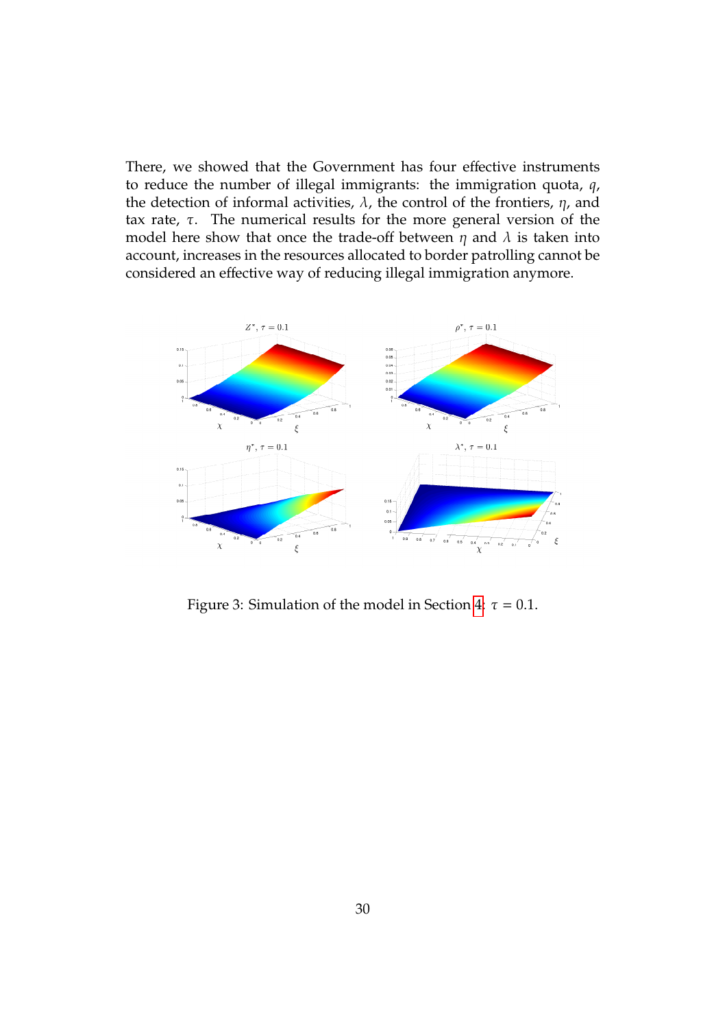There, we showed that the Government has four effective instruments to reduce the number of illegal immigrants: the immigration quota, $q$, the detection of informal activities, $\lambda$, the control of the frontiers, $\eta$, and tax rate, $\tau$. The numerical results for the more general version of the model here show that once the trade-off between $\eta$ and $\lambda$ is taken into account, increases in the resources allocated to border patrolling cannot be considered an effective way of reducing illegal immigration anymore.

$Z^*$, $\tau = 0.1$

$\rho^*$, $\tau = 0.1$

$\eta^*$, $\tau = 0.1$

$\lambda^*$, $\tau = 0.1$

$\chi$

$\xi$

Figure 3: Simulation of the model in Section 4: $\tau = 0.1$.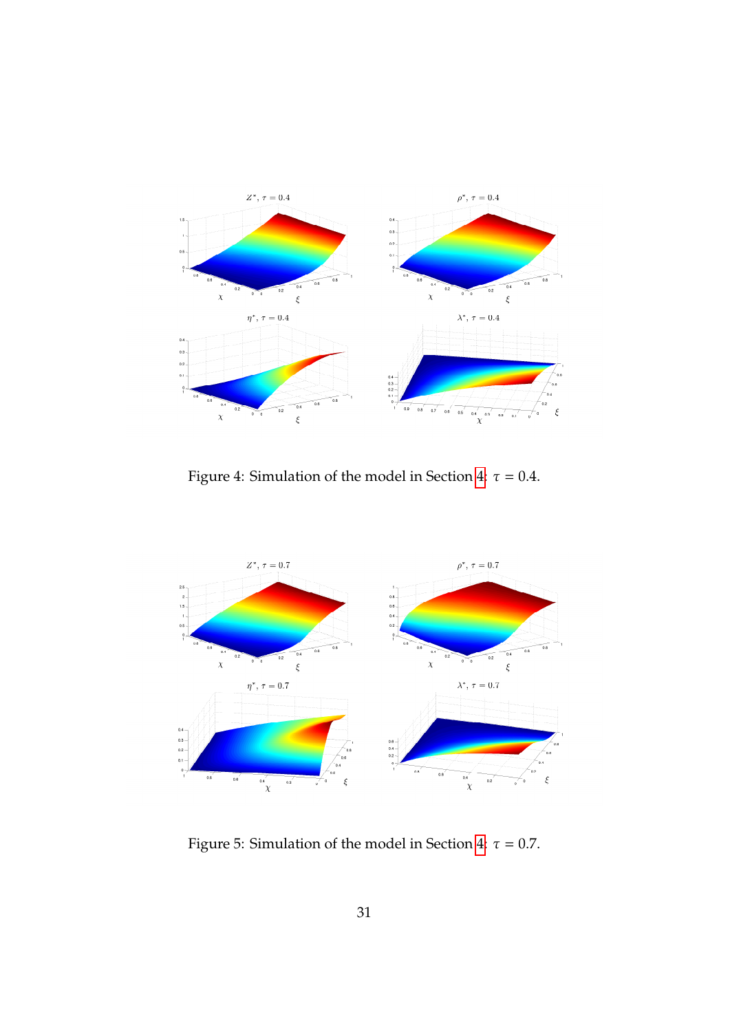$Z^*$, $\tau = 0.4$

$\rho^*$, $\tau = 0.4$

$\eta^*$, $\tau = 0.4$

$\lambda^*$, $\tau = 0.4$

Figure 4: Simulation of the model in Section 4: $\tau = 0.4$.

$Z^*$, $\tau = 0.7$

$\rho^*$, $\tau = 0.7$

$\eta^*$, $\tau = 0.7$

$\lambda^*$, $\tau = 0.7$

Figure 5: Simulation of the model in Section 4: $\tau = 0.7$.